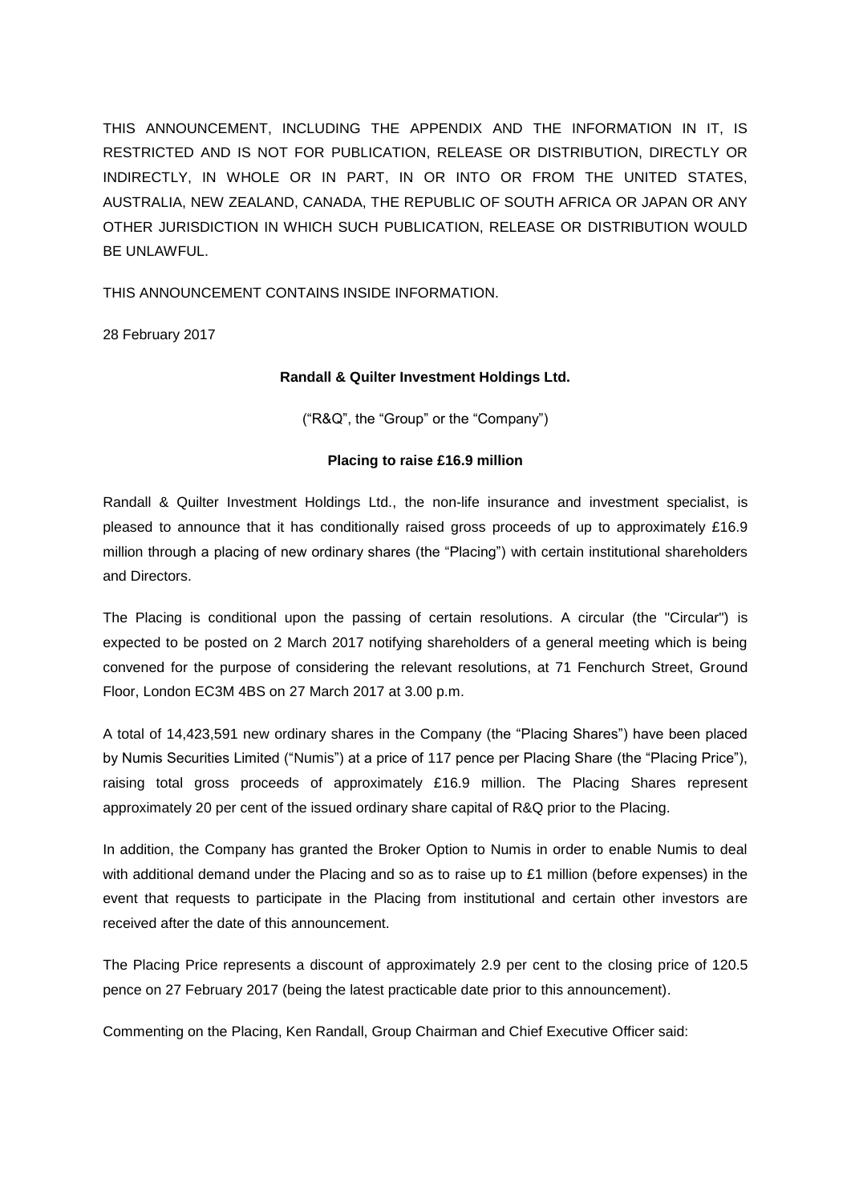THIS ANNOUNCEMENT, INCLUDING THE APPENDIX AND THE INFORMATION IN IT, IS RESTRICTED AND IS NOT FOR PUBLICATION, RELEASE OR DISTRIBUTION, DIRECTLY OR INDIRECTLY, IN WHOLE OR IN PART, IN OR INTO OR FROM THE UNITED STATES, AUSTRALIA, NEW ZEALAND, CANADA, THE REPUBLIC OF SOUTH AFRICA OR JAPAN OR ANY OTHER JURISDICTION IN WHICH SUCH PUBLICATION, RELEASE OR DISTRIBUTION WOULD BE UNLAWFUL.

THIS ANNOUNCEMENT CONTAINS INSIDE INFORMATION.

28 February 2017

**Randall & Quilter Investment Holdings Ltd.**

("R&Q", the "Group" or the "Company")

**Placing to raise £16.9 million**

Randall & Quilter Investment Holdings Ltd., the non-life insurance and investment specialist, is pleased to announce that it has conditionally raised gross proceeds of up to approximately £16.9 million through a placing of new ordinary shares (the "Placing") with certain institutional shareholders and Directors.

The Placing is conditional upon the passing of certain resolutions. A circular (the "Circular") is expected to be posted on 2 March 2017 notifying shareholders of a general meeting which is being convened for the purpose of considering the relevant resolutions, at 71 Fenchurch Street, Ground Floor, London EC3M 4BS on 27 March 2017 at 3.00 p.m.

A total of 14,423,591 new ordinary shares in the Company (the "Placing Shares") have been placed by Numis Securities Limited ("Numis") at a price of 117 pence per Placing Share (the "Placing Price"), raising total gross proceeds of approximately £16.9 million. The Placing Shares represent approximately 20 per cent of the issued ordinary share capital of R&Q prior to the Placing.

In addition, the Company has granted the Broker Option to Numis in order to enable Numis to deal with additional demand under the Placing and so as to raise up to £1 million (before expenses) in the event that requests to participate in the Placing from institutional and certain other investors are received after the date of this announcement.

The Placing Price represents a discount of approximately 2.9 per cent to the closing price of 120.5 pence on 27 February 2017 (being the latest practicable date prior to this announcement).

Commenting on the Placing, Ken Randall, Group Chairman and Chief Executive Officer said: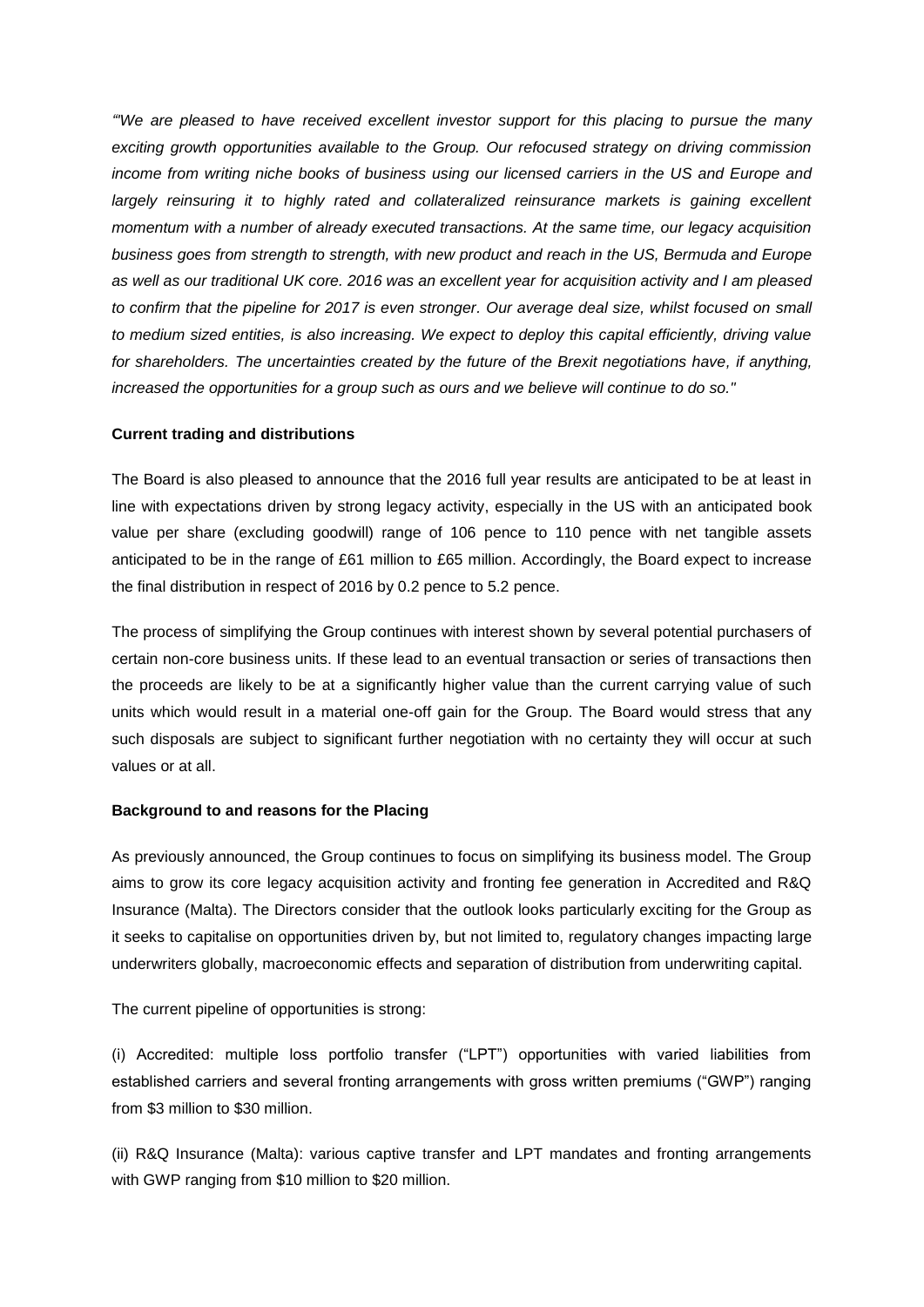*"We are pleased to have received excellent investor support for this placing to pursue the many exciting growth opportunities available to the Group. Our refocused strategy on driving commission income from writing niche books of business using our licensed carriers in the US and Europe and largely reinsuring it to highly rated and collateralized reinsurance markets is gaining excellent momentum with a number of already executed transactions. At the same time, our legacy acquisition business goes from strength to strength, with new product and reach in the US, Bermuda and Europe as well as our traditional UK core. 2016 was an excellent year for acquisition activity and I am pleased to confirm that the pipeline for 2017 is even stronger. Our average deal size, whilst focused on small to medium sized entities, is also increasing. We expect to deploy this capital efficiently, driving value for shareholders. The uncertainties created by the future of the Brexit negotiations have, if anything, increased the opportunities for a group such as ours and we believe will continue to do so."*

**Current trading and distributions**

The Board is also pleased to announce that the 2016 full year results are anticipated to be at least in line with expectations driven by strong legacy activity, especially in the US with an anticipated book value per share (excluding goodwill) range of 106 pence to 110 pence with net tangible assets anticipated to be in the range of £61 million to £65 million. Accordingly, the Board expect to increase the final distribution in respect of 2016 by 0.2 pence to 5.2 pence.

The process of simplifying the Group continues with interest shown by several potential purchasers of certain non-core business units. If these lead to an eventual transaction or series of transactions then the proceeds are likely to be at a significantly higher value than the current carrying value of such units which would result in a material one-off gain for the Group. The Board would stress that any such disposals are subject to significant further negotiation with no certainty they will occur at such values or at all.

**Background to and reasons for the Placing**

As previously announced, the Group continues to focus on simplifying its business model. The Group aims to grow its core legacy acquisition activity and fronting fee generation in Accredited and R&Q Insurance (Malta). The Directors consider that the outlook looks particularly exciting for the Group as it seeks to capitalise on opportunities driven by, but not limited to, regulatory changes impacting large underwriters globally, macroeconomic effects and separation of distribution from underwriting capital.

The current pipeline of opportunities is strong:

(i) Accredited: multiple loss portfolio transfer ("LPT") opportunities with varied liabilities from established carriers and several fronting arrangements with gross written premiums ("GWP") ranging from $3 million to $30 million.

(ii) R&Q Insurance (Malta): various captive transfer and LPT mandates and fronting arrangements with GWP ranging from $10 million to $20 million.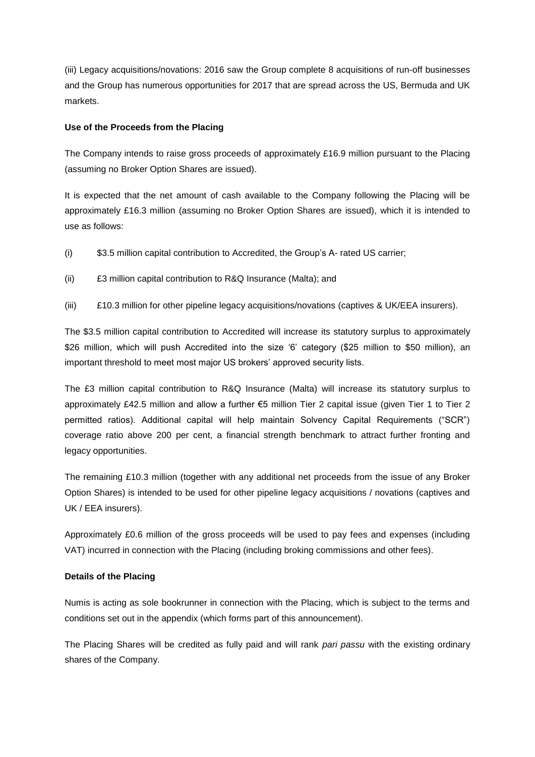(iii) Legacy acquisitions/novations: 2016 saw the Group complete 8 acquisitions of run-off businesses and the Group has numerous opportunities for 2017 that are spread across the US, Bermuda and UK markets.

**Use of the Proceeds from the Placing**

The Company intends to raise gross proceeds of approximately £16.9 million pursuant to the Placing (assuming no Broker Option Shares are issued).

It is expected that the net amount of cash available to the Company following the Placing will be approximately £16.3 million (assuming no Broker Option Shares are issued), which it is intended to use as follows:

(i) $3.5 million capital contribution to Accredited, the Group's A- rated US carrier;

(ii) £3 million capital contribution to R&Q Insurance (Malta); and

(iii) £10.3 million for other pipeline legacy acquisitions/novations (captives & UK/EEA insurers).

The $3.5 million capital contribution to Accredited will increase its statutory surplus to approximately $26 million, which will push Accredited into the size '6' category ($25 million to $50 million), an important threshold to meet most major US brokers' approved security lists.

The £3 million capital contribution to R&Q Insurance (Malta) will increase its statutory surplus to approximately £42.5 million and allow a further €5 million Tier 2 capital issue (given Tier 1 to Tier 2 permitted ratios). Additional capital will help maintain Solvency Capital Requirements ("SCR") coverage ratio above 200 per cent, a financial strength benchmark to attract further fronting and legacy opportunities.

The remaining £10.3 million (together with any additional net proceeds from the issue of any Broker Option Shares) is intended to be used for other pipeline legacy acquisitions / novations (captives and UK / EEA insurers).

Approximately £0.6 million of the gross proceeds will be used to pay fees and expenses (including VAT) incurred in connection with the Placing (including broking commissions and other fees).

**Details of the Placing**

Numis is acting as sole bookrunner in connection with the Placing, which is subject to the terms and conditions set out in the appendix (which forms part of this announcement).

The Placing Shares will be credited as fully paid and will rank *pari passu* with the existing ordinary shares of the Company.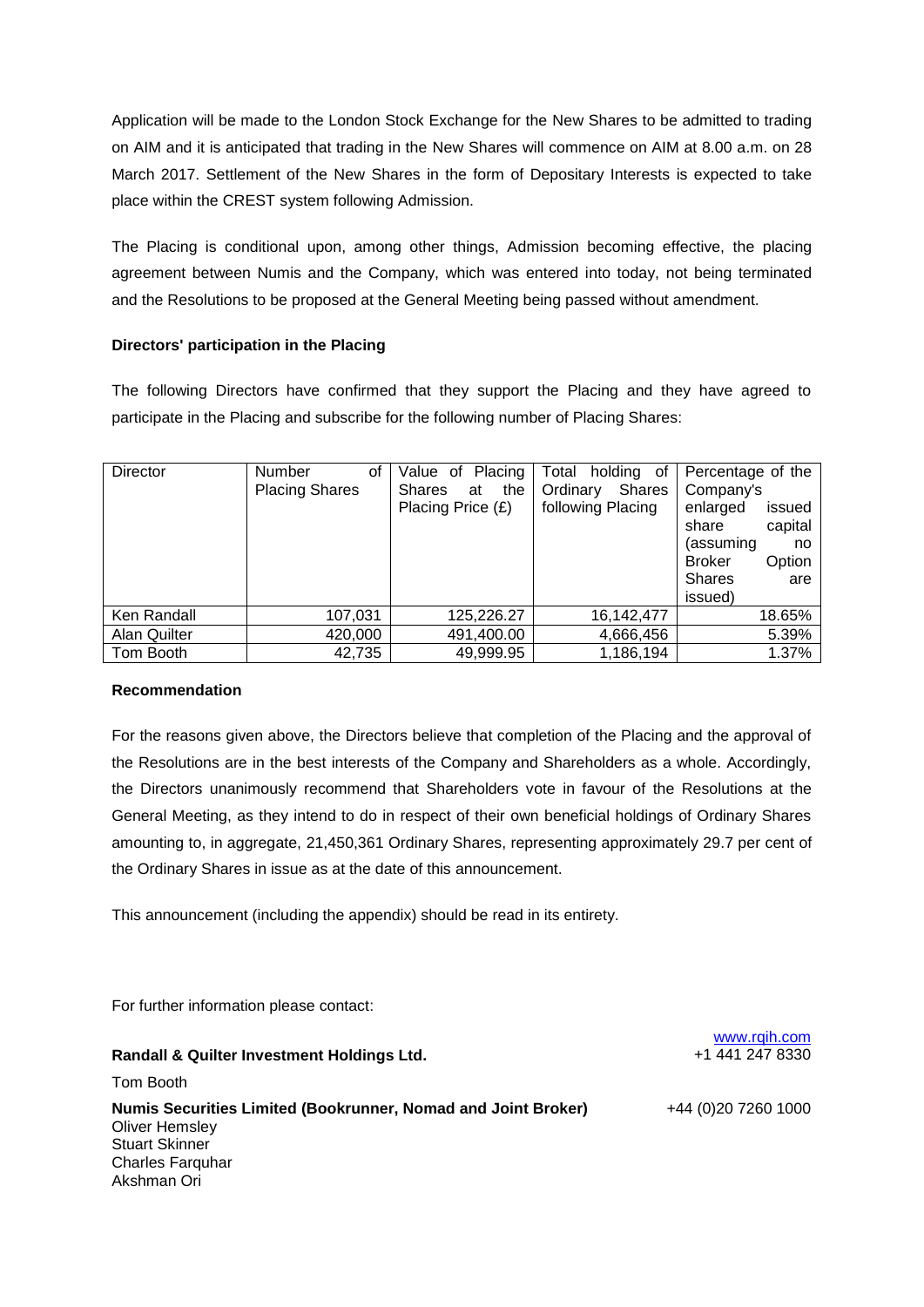Application will be made to the London Stock Exchange for the New Shares to be admitted to trading on AIM and it is anticipated that trading in the New Shares will commence on AIM at 8.00 a.m. on 28 March 2017. Settlement of the New Shares in the form of Depositary Interests is expected to take place within the CREST system following Admission.

The Placing is conditional upon, among other things, Admission becoming effective, the placing agreement between Numis and the Company, which was entered into today, not being terminated and the Resolutions to be proposed at the General Meeting being passed without amendment.

**Directors' participation in the Placing**

The following Directors have confirmed that they support the Placing and they have agreed to participate in the Placing and subscribe for the following number of Placing Shares:

| Director | Number of Placing Shares | Value of Placing Shares at the Placing Price (£) | Total holding of Ordinary Shares following Placing | Percentage of the Company's enlarged issued share capital (assuming no Broker Option Shares are issued) |
|---|---|---|---|---|
| Ken Randall | 107,031 | 125,226.27 | 16,142,477 | 18.65% |
| Alan Quilter | 420,000 | 491,400.00 | 4,666,456 | 5.39% |
| Tom Booth | 42,735 | 49,999.95 | 1,186,194 | 1.37% |

**Recommendation**

For the reasons given above, the Directors believe that completion of the Placing and the approval of the Resolutions are in the best interests of the Company and Shareholders as a whole. Accordingly, the Directors unanimously recommend that Shareholders vote in favour of the Resolutions at the General Meeting, as they intend to do in respect of their own beneficial holdings of Ordinary Shares amounting to, in aggregate, 21,450,361 Ordinary Shares, representing approximately 29.7 per cent of the Ordinary Shares in issue as at the date of this announcement.

This announcement (including the appendix) should be read in its entirety.

For further information please contact:

**Randall & Quilter Investment Holdings Ltd.** www.rqih.com +1 441 247 8330

Tom Booth

**Numis Securities Limited (Bookrunner, Nomad and Joint Broker)** +44 (0)20 7260 1000

Oliver Hemsley
Stuart Skinner
Charles Farquhar
Akshman Ori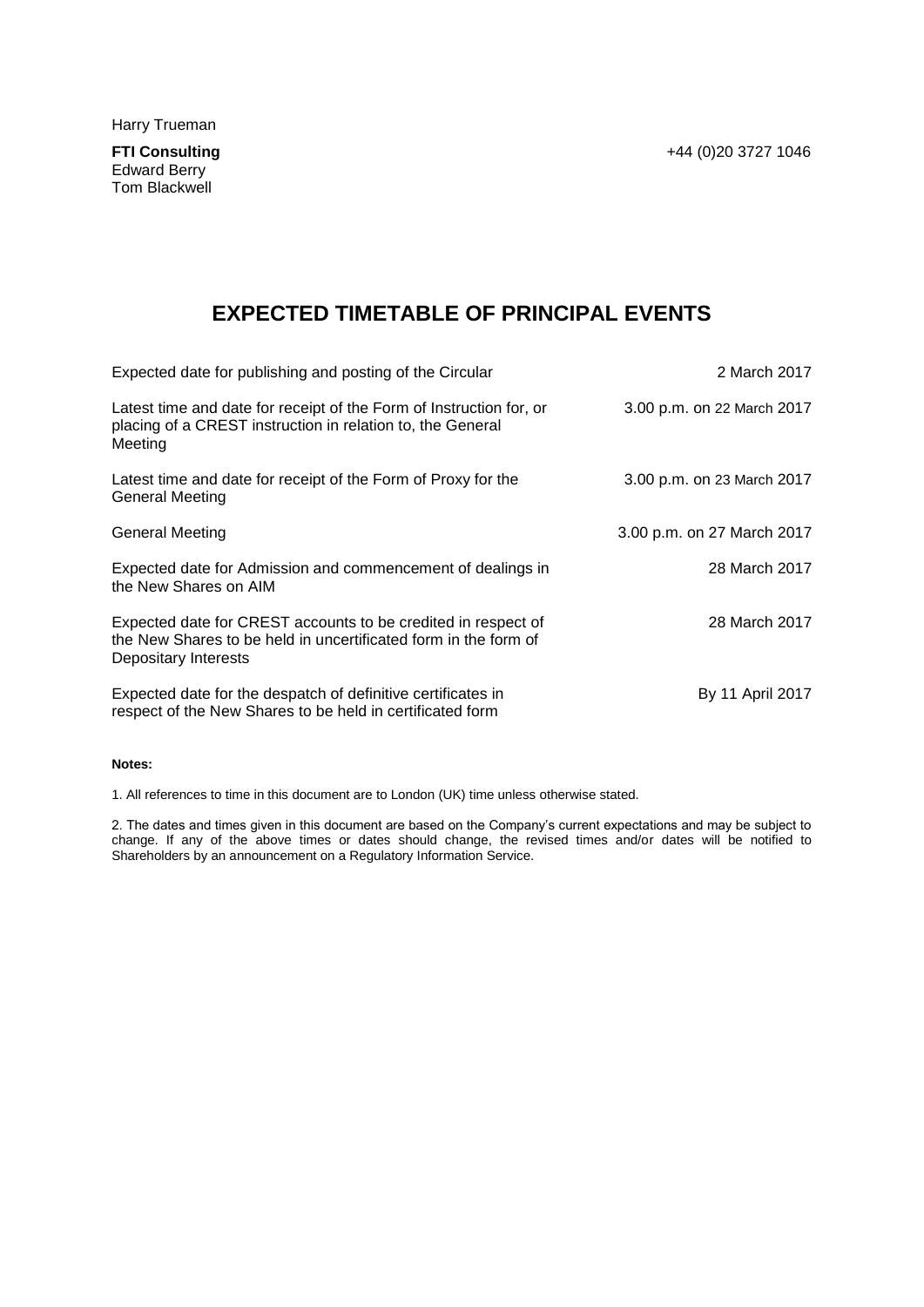Harry Trueman

**FTI Consulting** +44 (0)20 3727 1046
Edward Berry
Tom Blackwell

# EXPECTED TIMETABLE OF PRINCIPAL EVENTS

| | |
|---|---|
| Expected date for publishing and posting of the Circular | 2 March 2017 |
| Latest time and date for receipt of the Form of Instruction for, or placing of a CREST instruction in relation to, the General Meeting | 3.00 p.m. on 22 March 2017 |
| Latest time and date for receipt of the Form of Proxy for the General Meeting | 3.00 p.m. on 23 March 2017 |
| General Meeting | 3.00 p.m. on 27 March 2017 |
| Expected date for Admission and commencement of dealings in the New Shares on AIM | 28 March 2017 |
| Expected date for CREST accounts to be credited in respect of the New Shares to be held in uncertificated form in the form of Depositary Interests | 28 March 2017 |
| Expected date for the despatch of definitive certificates in respect of the New Shares to be held in certificated form | By 11 April 2017 |

**Notes:**

1. All references to time in this document are to London (UK) time unless otherwise stated.

2. The dates and times given in this document are based on the Company's current expectations and may be subject to change. If any of the above times or dates should change, the revised times and/or dates will be notified to Shareholders by an announcement on a Regulatory Information Service.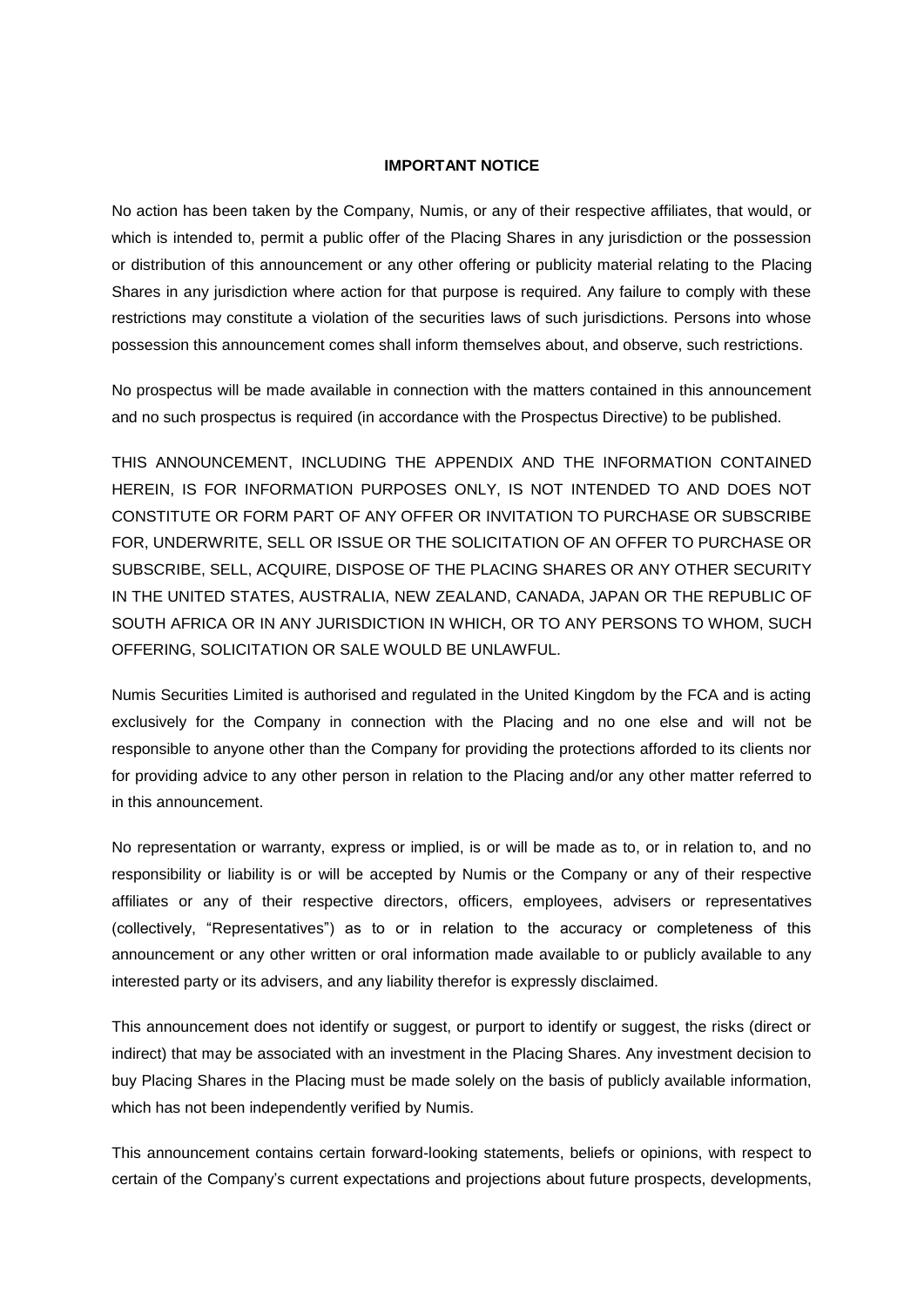**IMPORTANT NOTICE**

No action has been taken by the Company, Numis, or any of their respective affiliates, that would, or which is intended to, permit a public offer of the Placing Shares in any jurisdiction or the possession or distribution of this announcement or any other offering or publicity material relating to the Placing Shares in any jurisdiction where action for that purpose is required. Any failure to comply with these restrictions may constitute a violation of the securities laws of such jurisdictions. Persons into whose possession this announcement comes shall inform themselves about, and observe, such restrictions.

No prospectus will be made available in connection with the matters contained in this announcement and no such prospectus is required (in accordance with the Prospectus Directive) to be published.

THIS ANNOUNCEMENT, INCLUDING THE APPENDIX AND THE INFORMATION CONTAINED HEREIN, IS FOR INFORMATION PURPOSES ONLY, IS NOT INTENDED TO AND DOES NOT CONSTITUTE OR FORM PART OF ANY OFFER OR INVITATION TO PURCHASE OR SUBSCRIBE FOR, UNDERWRITE, SELL OR ISSUE OR THE SOLICITATION OF AN OFFER TO PURCHASE OR SUBSCRIBE, SELL, ACQUIRE, DISPOSE OF THE PLACING SHARES OR ANY OTHER SECURITY IN THE UNITED STATES, AUSTRALIA, NEW ZEALAND, CANADA, JAPAN OR THE REPUBLIC OF SOUTH AFRICA OR IN ANY JURISDICTION IN WHICH, OR TO ANY PERSONS TO WHOM, SUCH OFFERING, SOLICITATION OR SALE WOULD BE UNLAWFUL.

Numis Securities Limited is authorised and regulated in the United Kingdom by the FCA and is acting exclusively for the Company in connection with the Placing and no one else and will not be responsible to anyone other than the Company for providing the protections afforded to its clients nor for providing advice to any other person in relation to the Placing and/or any other matter referred to in this announcement.

No representation or warranty, express or implied, is or will be made as to, or in relation to, and no responsibility or liability is or will be accepted by Numis or the Company or any of their respective affiliates or any of their respective directors, officers, employees, advisers or representatives (collectively, "Representatives") as to or in relation to the accuracy or completeness of this announcement or any other written or oral information made available to or publicly available to any interested party or its advisers, and any liability therefor is expressly disclaimed.

This announcement does not identify or suggest, or purport to identify or suggest, the risks (direct or indirect) that may be associated with an investment in the Placing Shares. Any investment decision to buy Placing Shares in the Placing must be made solely on the basis of publicly available information, which has not been independently verified by Numis.

This announcement contains certain forward-looking statements, beliefs or opinions, with respect to certain of the Company's current expectations and projections about future prospects, developments,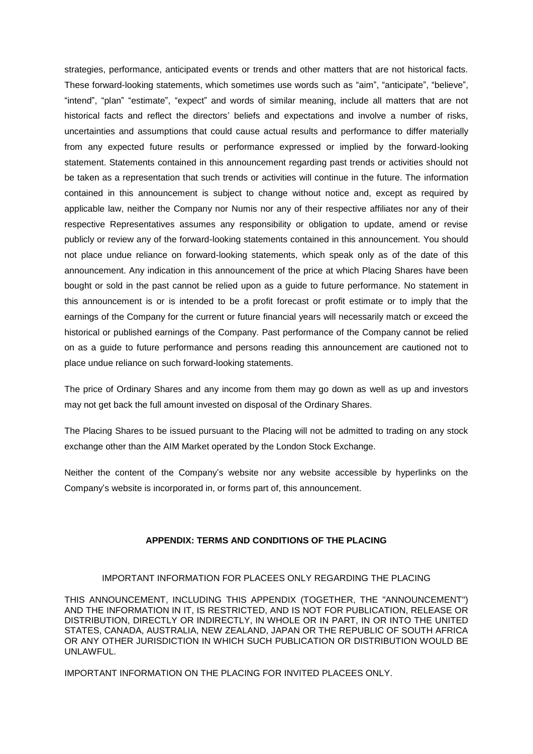strategies, performance, anticipated events or trends and other matters that are not historical facts. These forward-looking statements, which sometimes use words such as "aim", "anticipate", "believe", "intend", "plan" "estimate", "expect" and words of similar meaning, include all matters that are not historical facts and reflect the directors' beliefs and expectations and involve a number of risks, uncertainties and assumptions that could cause actual results and performance to differ materially from any expected future results or performance expressed or implied by the forward-looking statement. Statements contained in this announcement regarding past trends or activities should not be taken as a representation that such trends or activities will continue in the future. The information contained in this announcement is subject to change without notice and, except as required by applicable law, neither the Company nor Numis nor any of their respective affiliates nor any of their respective Representatives assumes any responsibility or obligation to update, amend or revise publicly or review any of the forward-looking statements contained in this announcement. You should not place undue reliance on forward-looking statements, which speak only as of the date of this announcement. Any indication in this announcement of the price at which Placing Shares have been bought or sold in the past cannot be relied upon as a guide to future performance. No statement in this announcement is or is intended to be a profit forecast or profit estimate or to imply that the earnings of the Company for the current or future financial years will necessarily match or exceed the historical or published earnings of the Company. Past performance of the Company cannot be relied on as a guide to future performance and persons reading this announcement are cautioned not to place undue reliance on such forward-looking statements.

The price of Ordinary Shares and any income from them may go down as well as up and investors may not get back the full amount invested on disposal of the Ordinary Shares.

The Placing Shares to be issued pursuant to the Placing will not be admitted to trading on any stock exchange other than the AIM Market operated by the London Stock Exchange.

Neither the content of the Company's website nor any website accessible by hyperlinks on the Company's website is incorporated in, or forms part of, this announcement.

## APPENDIX: TERMS AND CONDITIONS OF THE PLACING

IMPORTANT INFORMATION FOR PLACEES ONLY REGARDING THE PLACING

THIS ANNOUNCEMENT, INCLUDING THIS APPENDIX (TOGETHER, THE "ANNOUNCEMENT") AND THE INFORMATION IN IT, IS RESTRICTED, AND IS NOT FOR PUBLICATION, RELEASE OR DISTRIBUTION, DIRECTLY OR INDIRECTLY, IN WHOLE OR IN PART, IN OR INTO THE UNITED STATES, CANADA, AUSTRALIA, NEW ZEALAND, JAPAN OR THE REPUBLIC OF SOUTH AFRICA OR ANY OTHER JURISDICTION IN WHICH SUCH PUBLICATION OR DISTRIBUTION WOULD BE UNLAWFUL.

IMPORTANT INFORMATION ON THE PLACING FOR INVITED PLACEES ONLY.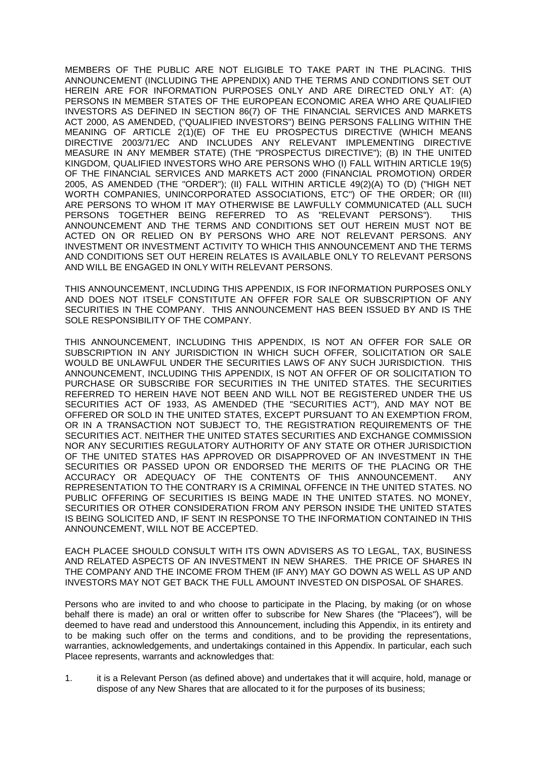MEMBERS OF THE PUBLIC ARE NOT ELIGIBLE TO TAKE PART IN THE PLACING. THIS ANNOUNCEMENT (INCLUDING THE APPENDIX) AND THE TERMS AND CONDITIONS SET OUT HEREIN ARE FOR INFORMATION PURPOSES ONLY AND ARE DIRECTED ONLY AT: (A) PERSONS IN MEMBER STATES OF THE EUROPEAN ECONOMIC AREA WHO ARE QUALIFIED INVESTORS AS DEFINED IN SECTION 86(7) OF THE FINANCIAL SERVICES AND MARKETS ACT 2000, AS AMENDED, ("QUALIFIED INVESTORS") BEING PERSONS FALLING WITHIN THE MEANING OF ARTICLE 2(1)(E) OF THE EU PROSPECTUS DIRECTIVE (WHICH MEANS DIRECTIVE 2003/71/EC AND INCLUDES ANY RELEVANT IMPLEMENTING DIRECTIVE MEASURE IN ANY MEMBER STATE) (THE "PROSPECTUS DIRECTIVE"); (B) IN THE UNITED KINGDOM, QUALIFIED INVESTORS WHO ARE PERSONS WHO (I) FALL WITHIN ARTICLE 19(5) OF THE FINANCIAL SERVICES AND MARKETS ACT 2000 (FINANCIAL PROMOTION) ORDER 2005, AS AMENDED (THE "ORDER"); (II) FALL WITHIN ARTICLE 49(2)(A) TO (D) ("HIGH NET WORTH COMPANIES, UNINCORPORATED ASSOCIATIONS, ETC") OF THE ORDER; OR (III) ARE PERSONS TO WHOM IT MAY OTHERWISE BE LAWFULLY COMMUNICATED (ALL SUCH PERSONS TOGETHER BEING REFERRED TO AS "RELEVANT PERSONS"). THIS ANNOUNCEMENT AND THE TERMS AND CONDITIONS SET OUT HEREIN MUST NOT BE ACTED ON OR RELIED ON BY PERSONS WHO ARE NOT RELEVANT PERSONS. ANY INVESTMENT OR INVESTMENT ACTIVITY TO WHICH THIS ANNOUNCEMENT AND THE TERMS AND CONDITIONS SET OUT HEREIN RELATES IS AVAILABLE ONLY TO RELEVANT PERSONS AND WILL BE ENGAGED IN ONLY WITH RELEVANT PERSONS.

THIS ANNOUNCEMENT, INCLUDING THIS APPENDIX, IS FOR INFORMATION PURPOSES ONLY AND DOES NOT ITSELF CONSTITUTE AN OFFER FOR SALE OR SUBSCRIPTION OF ANY SECURITIES IN THE COMPANY. THIS ANNOUNCEMENT HAS BEEN ISSUED BY AND IS THE SOLE RESPONSIBILITY OF THE COMPANY.

THIS ANNOUNCEMENT, INCLUDING THIS APPENDIX, IS NOT AN OFFER FOR SALE OR SUBSCRIPTION IN ANY JURISDICTION IN WHICH SUCH OFFER, SOLICITATION OR SALE WOULD BE UNLAWFUL UNDER THE SECURITIES LAWS OF ANY SUCH JURISDICTION. THIS ANNOUNCEMENT, INCLUDING THIS APPENDIX, IS NOT AN OFFER OF OR SOLICITATION TO PURCHASE OR SUBSCRIBE FOR SECURITIES IN THE UNITED STATES. THE SECURITIES REFERRED TO HEREIN HAVE NOT BEEN AND WILL NOT BE REGISTERED UNDER THE US SECURITIES ACT OF 1933, AS AMENDED (THE "SECURITIES ACT"), AND MAY NOT BE OFFERED OR SOLD IN THE UNITED STATES, EXCEPT PURSUANT TO AN EXEMPTION FROM, OR IN A TRANSACTION NOT SUBJECT TO, THE REGISTRATION REQUIREMENTS OF THE SECURITIES ACT. NEITHER THE UNITED STATES SECURITIES AND EXCHANGE COMMISSION NOR ANY SECURITIES REGULATORY AUTHORITY OF ANY STATE OR OTHER JURISDICTION OF THE UNITED STATES HAS APPROVED OR DISAPPROVED OF AN INVESTMENT IN THE SECURITIES OR PASSED UPON OR ENDORSED THE MERITS OF THE PLACING OR THE ACCURACY OR ADEQUACY OF THE CONTENTS OF THIS ANNOUNCEMENT. ANY REPRESENTATION TO THE CONTRARY IS A CRIMINAL OFFENCE IN THE UNITED STATES. NO PUBLIC OFFERING OF SECURITIES IS BEING MADE IN THE UNITED STATES. NO MONEY, SECURITIES OR OTHER CONSIDERATION FROM ANY PERSON INSIDE THE UNITED STATES IS BEING SOLICITED AND, IF SENT IN RESPONSE TO THE INFORMATION CONTAINED IN THIS ANNOUNCEMENT, WILL NOT BE ACCEPTED.

EACH PLACEE SHOULD CONSULT WITH ITS OWN ADVISERS AS TO LEGAL, TAX, BUSINESS AND RELATED ASPECTS OF AN INVESTMENT IN NEW SHARES. THE PRICE OF SHARES IN THE COMPANY AND THE INCOME FROM THEM (IF ANY) MAY GO DOWN AS WELL AS UP AND INVESTORS MAY NOT GET BACK THE FULL AMOUNT INVESTED ON DISPOSAL OF SHARES.

Persons who are invited to and who choose to participate in the Placing, by making (or on whose behalf there is made) an oral or written offer to subscribe for New Shares (the "Placees"), will be deemed to have read and understood this Announcement, including this Appendix, in its entirety and to be making such offer on the terms and conditions, and to be providing the representations, warranties, acknowledgements, and undertakings contained in this Appendix. In particular, each such Placee represents, warrants and acknowledges that:

1. it is a Relevant Person (as defined above) and undertakes that it will acquire, hold, manage or dispose of any New Shares that are allocated to it for the purposes of its business;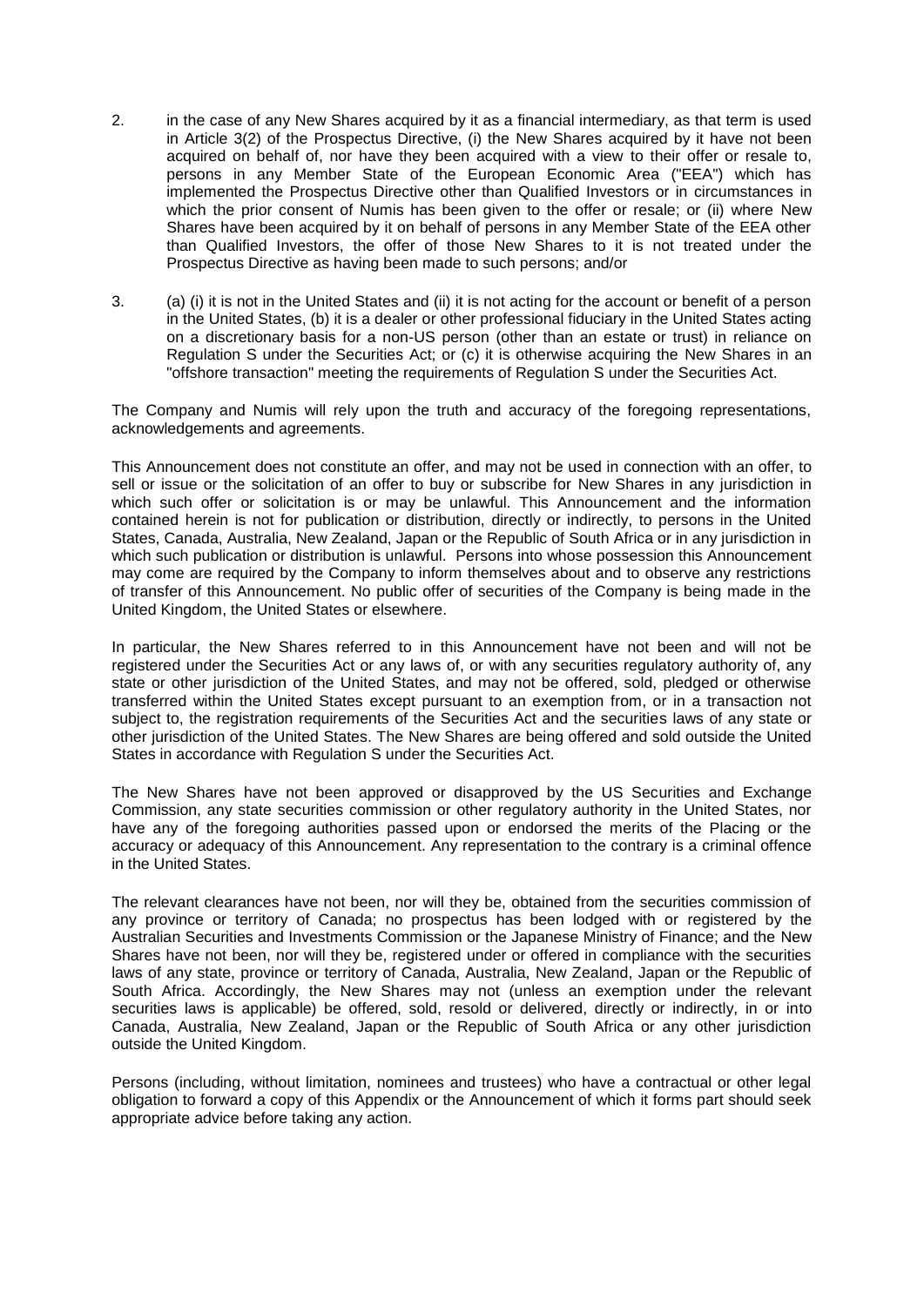2. in the case of any New Shares acquired by it as a financial intermediary, as that term is used in Article 3(2) of the Prospectus Directive, (i) the New Shares acquired by it have not been acquired on behalf of, nor have they been acquired with a view to their offer or resale to, persons in any Member State of the European Economic Area ("EEA") which has implemented the Prospectus Directive other than Qualified Investors or in circumstances in which the prior consent of Numis has been given to the offer or resale; or (ii) where New Shares have been acquired by it on behalf of persons in any Member State of the EEA other than Qualified Investors, the offer of those New Shares to it is not treated under the Prospectus Directive as having been made to such persons; and/or

3. (a) (i) it is not in the United States and (ii) it is not acting for the account or benefit of a person in the United States, (b) it is a dealer or other professional fiduciary in the United States acting on a discretionary basis for a non-US person (other than an estate or trust) in reliance on Regulation S under the Securities Act; or (c) it is otherwise acquiring the New Shares in an "offshore transaction" meeting the requirements of Regulation S under the Securities Act.

The Company and Numis will rely upon the truth and accuracy of the foregoing representations, acknowledgements and agreements.

This Announcement does not constitute an offer, and may not be used in connection with an offer, to sell or issue or the solicitation of an offer to buy or subscribe for New Shares in any jurisdiction in which such offer or solicitation is or may be unlawful. This Announcement and the information contained herein is not for publication or distribution, directly or indirectly, to persons in the United States, Canada, Australia, New Zealand, Japan or the Republic of South Africa or in any jurisdiction in which such publication or distribution is unlawful. Persons into whose possession this Announcement may come are required by the Company to inform themselves about and to observe any restrictions of transfer of this Announcement. No public offer of securities of the Company is being made in the United Kingdom, the United States or elsewhere.

In particular, the New Shares referred to in this Announcement have not been and will not be registered under the Securities Act or any laws of, or with any securities regulatory authority of, any state or other jurisdiction of the United States, and may not be offered, sold, pledged or otherwise transferred within the United States except pursuant to an exemption from, or in a transaction not subject to, the registration requirements of the Securities Act and the securities laws of any state or other jurisdiction of the United States. The New Shares are being offered and sold outside the United States in accordance with Regulation S under the Securities Act.

The New Shares have not been approved or disapproved by the US Securities and Exchange Commission, any state securities commission or other regulatory authority in the United States, nor have any of the foregoing authorities passed upon or endorsed the merits of the Placing or the accuracy or adequacy of this Announcement. Any representation to the contrary is a criminal offence in the United States.

The relevant clearances have not been, nor will they be, obtained from the securities commission of any province or territory of Canada; no prospectus has been lodged with or registered by the Australian Securities and Investments Commission or the Japanese Ministry of Finance; and the New Shares have not been, nor will they be, registered under or offered in compliance with the securities laws of any state, province or territory of Canada, Australia, New Zealand, Japan or the Republic of South Africa. Accordingly, the New Shares may not (unless an exemption under the relevant securities laws is applicable) be offered, sold, resold or delivered, directly or indirectly, in or into Canada, Australia, New Zealand, Japan or the Republic of South Africa or any other jurisdiction outside the United Kingdom.

Persons (including, without limitation, nominees and trustees) who have a contractual or other legal obligation to forward a copy of this Appendix or the Announcement of which it forms part should seek appropriate advice before taking any action.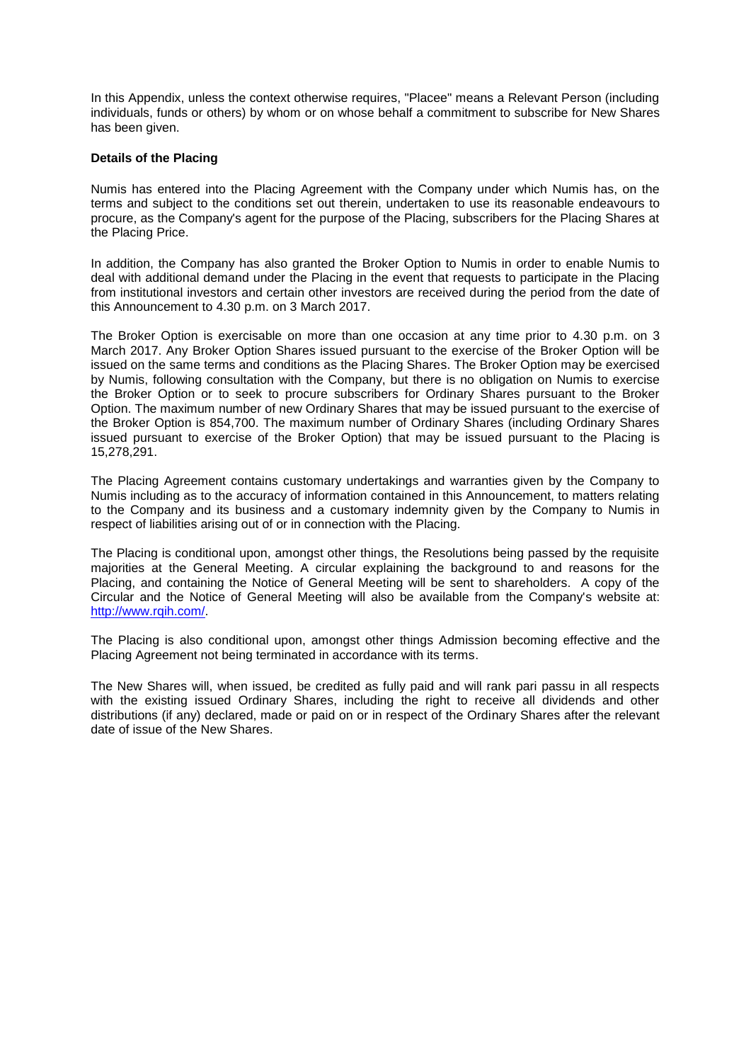In this Appendix, unless the context otherwise requires, "Placee" means a Relevant Person (including individuals, funds or others) by whom or on whose behalf a commitment to subscribe for New Shares has been given.

**Details of the Placing**

Numis has entered into the Placing Agreement with the Company under which Numis has, on the terms and subject to the conditions set out therein, undertaken to use its reasonable endeavours to procure, as the Company's agent for the purpose of the Placing, subscribers for the Placing Shares at the Placing Price.

In addition, the Company has also granted the Broker Option to Numis in order to enable Numis to deal with additional demand under the Placing in the event that requests to participate in the Placing from institutional investors and certain other investors are received during the period from the date of this Announcement to 4.30 p.m. on 3 March 2017.

The Broker Option is exercisable on more than one occasion at any time prior to 4.30 p.m. on 3 March 2017. Any Broker Option Shares issued pursuant to the exercise of the Broker Option will be issued on the same terms and conditions as the Placing Shares. The Broker Option may be exercised by Numis, following consultation with the Company, but there is no obligation on Numis to exercise the Broker Option or to seek to procure subscribers for Ordinary Shares pursuant to the Broker Option. The maximum number of new Ordinary Shares that may be issued pursuant to the exercise of the Broker Option is 854,700. The maximum number of Ordinary Shares (including Ordinary Shares issued pursuant to exercise of the Broker Option) that may be issued pursuant to the Placing is 15,278,291.

The Placing Agreement contains customary undertakings and warranties given by the Company to Numis including as to the accuracy of information contained in this Announcement, to matters relating to the Company and its business and a customary indemnity given by the Company to Numis in respect of liabilities arising out of or in connection with the Placing.

The Placing is conditional upon, amongst other things, the Resolutions being passed by the requisite majorities at the General Meeting. A circular explaining the background to and reasons for the Placing, and containing the Notice of General Meeting will be sent to shareholders. A copy of the Circular and the Notice of General Meeting will also be available from the Company's website at: [http://www.rqih.com/](http://www.rqih.com/).

The Placing is also conditional upon, amongst other things Admission becoming effective and the Placing Agreement not being terminated in accordance with its terms.

The New Shares will, when issued, be credited as fully paid and will rank pari passu in all respects with the existing issued Ordinary Shares, including the right to receive all dividends and other distributions (if any) declared, made or paid on or in respect of the Ordinary Shares after the relevant date of issue of the New Shares.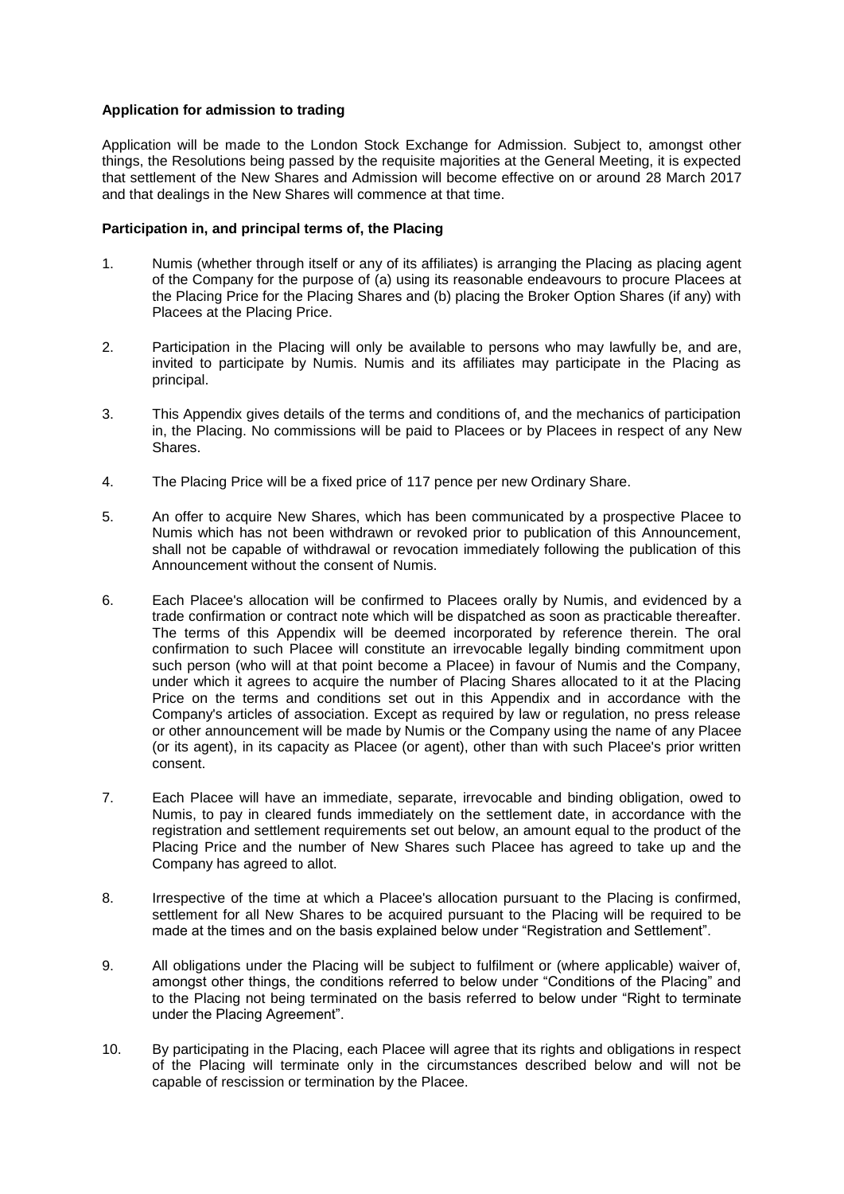**Application for admission to trading**

Application will be made to the London Stock Exchange for Admission. Subject to, amongst other things, the Resolutions being passed by the requisite majorities at the General Meeting, it is expected that settlement of the New Shares and Admission will become effective on or around 28 March 2017 and that dealings in the New Shares will commence at that time.

**Participation in, and principal terms of, the Placing**

1. Numis (whether through itself or any of its affiliates) is arranging the Placing as placing agent of the Company for the purpose of (a) using its reasonable endeavours to procure Placees at the Placing Price for the Placing Shares and (b) placing the Broker Option Shares (if any) with Placees at the Placing Price.

2. Participation in the Placing will only be available to persons who may lawfully be, and are, invited to participate by Numis. Numis and its affiliates may participate in the Placing as principal.

3. This Appendix gives details of the terms and conditions of, and the mechanics of participation in, the Placing. No commissions will be paid to Placees or by Placees in respect of any New Shares.

4. The Placing Price will be a fixed price of 117 pence per new Ordinary Share.

5. An offer to acquire New Shares, which has been communicated by a prospective Placee to Numis which has not been withdrawn or revoked prior to publication of this Announcement, shall not be capable of withdrawal or revocation immediately following the publication of this Announcement without the consent of Numis.

6. Each Placee's allocation will be confirmed to Placees orally by Numis, and evidenced by a trade confirmation or contract note which will be dispatched as soon as practicable thereafter. The terms of this Appendix will be deemed incorporated by reference therein. The oral confirmation to such Placee will constitute an irrevocable legally binding commitment upon such person (who will at that point become a Placee) in favour of Numis and the Company, under which it agrees to acquire the number of Placing Shares allocated to it at the Placing Price on the terms and conditions set out in this Appendix and in accordance with the Company's articles of association. Except as required by law or regulation, no press release or other announcement will be made by Numis or the Company using the name of any Placee (or its agent), in its capacity as Placee (or agent), other than with such Placee's prior written consent.

7. Each Placee will have an immediate, separate, irrevocable and binding obligation, owed to Numis, to pay in cleared funds immediately on the settlement date, in accordance with the registration and settlement requirements set out below, an amount equal to the product of the Placing Price and the number of New Shares such Placee has agreed to take up and the Company has agreed to allot.

8. Irrespective of the time at which a Placee's allocation pursuant to the Placing is confirmed, settlement for all New Shares to be acquired pursuant to the Placing will be required to be made at the times and on the basis explained below under "Registration and Settlement".

9. All obligations under the Placing will be subject to fulfilment or (where applicable) waiver of, amongst other things, the conditions referred to below under "Conditions of the Placing" and to the Placing not being terminated on the basis referred to below under "Right to terminate under the Placing Agreement".

10. By participating in the Placing, each Placee will agree that its rights and obligations in respect of the Placing will terminate only in the circumstances described below and will not be capable of rescission or termination by the Placee.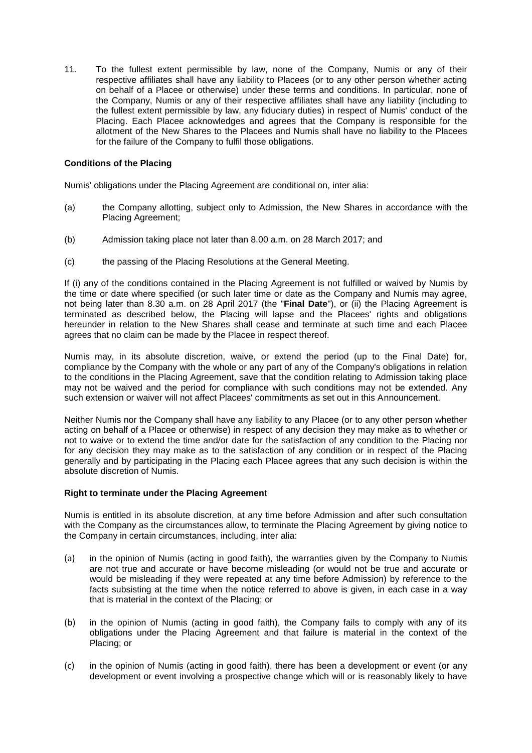11. To the fullest extent permissible by law, none of the Company, Numis or any of their respective affiliates shall have any liability to Placees (or to any other person whether acting on behalf of a Placee or otherwise) under these terms and conditions. In particular, none of the Company, Numis or any of their respective affiliates shall have any liability (including to the fullest extent permissible by law, any fiduciary duties) in respect of Numis' conduct of the Placing. Each Placee acknowledges and agrees that the Company is responsible for the allotment of the New Shares to the Placees and Numis shall have no liability to the Placees for the failure of the Company to fulfil those obligations.

**Conditions of the Placing**

Numis' obligations under the Placing Agreement are conditional on, inter alia:

(a) the Company allotting, subject only to Admission, the New Shares in accordance with the Placing Agreement;

(b) Admission taking place not later than 8.00 a.m. on 28 March 2017; and

(c) the passing of the Placing Resolutions at the General Meeting.

If (i) any of the conditions contained in the Placing Agreement is not fulfilled or waived by Numis by the time or date where specified (or such later time or date as the Company and Numis may agree, not being later than 8.30 a.m. on 28 April 2017 (the "**Final Date**"), or (ii) the Placing Agreement is terminated as described below, the Placing will lapse and the Placees' rights and obligations hereunder in relation to the New Shares shall cease and terminate at such time and each Placee agrees that no claim can be made by the Placee in respect thereof.

Numis may, in its absolute discretion, waive, or extend the period (up to the Final Date) for, compliance by the Company with the whole or any part of any of the Company's obligations in relation to the conditions in the Placing Agreement, save that the condition relating to Admission taking place may not be waived and the period for compliance with such conditions may not be extended. Any such extension or waiver will not affect Placees' commitments as set out in this Announcement.

Neither Numis nor the Company shall have any liability to any Placee (or to any other person whether acting on behalf of a Placee or otherwise) in respect of any decision they may make as to whether or not to waive or to extend the time and/or date for the satisfaction of any condition to the Placing nor for any decision they may make as to the satisfaction of any condition or in respect of the Placing generally and by participating in the Placing each Placee agrees that any such decision is within the absolute discretion of Numis.

**Right to terminate under the Placing Agreement**

Numis is entitled in its absolute discretion, at any time before Admission and after such consultation with the Company as the circumstances allow, to terminate the Placing Agreement by giving notice to the Company in certain circumstances, including, inter alia:

(a) in the opinion of Numis (acting in good faith), the warranties given by the Company to Numis are not true and accurate or have become misleading (or would not be true and accurate or would be misleading if they were repeated at any time before Admission) by reference to the facts subsisting at the time when the notice referred to above is given, in each case in a way that is material in the context of the Placing; or

(b) in the opinion of Numis (acting in good faith), the Company fails to comply with any of its obligations under the Placing Agreement and that failure is material in the context of the Placing; or

(c) in the opinion of Numis (acting in good faith), there has been a development or event (or any development or event involving a prospective change which will or is reasonably likely to have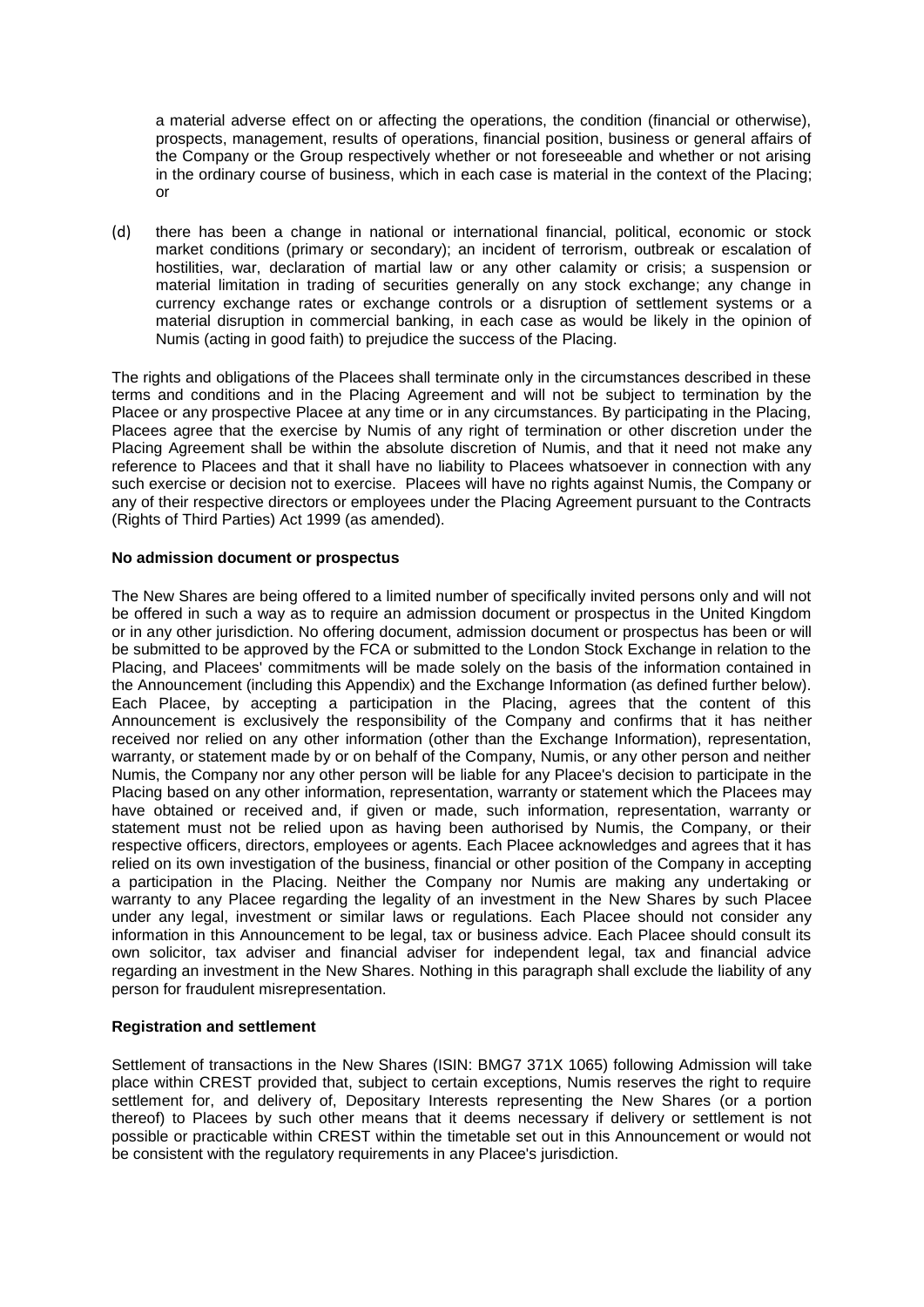a material adverse effect on or affecting the operations, the condition (financial or otherwise), prospects, management, results of operations, financial position, business or general affairs of the Company or the Group respectively whether or not foreseeable and whether or not arising in the ordinary course of business, which in each case is material in the context of the Placing; or

(d) there has been a change in national or international financial, political, economic or stock market conditions (primary or secondary); an incident of terrorism, outbreak or escalation of hostilities, war, declaration of martial law or any other calamity or crisis; a suspension or material limitation in trading of securities generally on any stock exchange; any change in currency exchange rates or exchange controls or a disruption of settlement systems or a material disruption in commercial banking, in each case as would be likely in the opinion of Numis (acting in good faith) to prejudice the success of the Placing.

The rights and obligations of the Placees shall terminate only in the circumstances described in these terms and conditions and in the Placing Agreement and will not be subject to termination by the Placee or any prospective Placee at any time or in any circumstances. By participating in the Placing, Placees agree that the exercise by Numis of any right of termination or other discretion under the Placing Agreement shall be within the absolute discretion of Numis, and that it need not make any reference to Placees and that it shall have no liability to Placees whatsoever in connection with any such exercise or decision not to exercise. Placees will have no rights against Numis, the Company or any of their respective directors or employees under the Placing Agreement pursuant to the Contracts (Rights of Third Parties) Act 1999 (as amended).

**No admission document or prospectus**

The New Shares are being offered to a limited number of specifically invited persons only and will not be offered in such a way as to require an admission document or prospectus in the United Kingdom or in any other jurisdiction. No offering document, admission document or prospectus has been or will be submitted to be approved by the FCA or submitted to the London Stock Exchange in relation to the Placing, and Placees' commitments will be made solely on the basis of the information contained in the Announcement (including this Appendix) and the Exchange Information (as defined further below). Each Placee, by accepting a participation in the Placing, agrees that the content of this Announcement is exclusively the responsibility of the Company and confirms that it has neither received nor relied on any other information (other than the Exchange Information), representation, warranty, or statement made by or on behalf of the Company, Numis, or any other person and neither Numis, the Company nor any other person will be liable for any Placee's decision to participate in the Placing based on any other information, representation, warranty or statement which the Placees may have obtained or received and, if given or made, such information, representation, warranty or statement must not be relied upon as having been authorised by Numis, the Company, or their respective officers, directors, employees or agents. Each Placee acknowledges and agrees that it has relied on its own investigation of the business, financial or other position of the Company in accepting a participation in the Placing. Neither the Company nor Numis are making any undertaking or warranty to any Placee regarding the legality of an investment in the New Shares by such Placee under any legal, investment or similar laws or regulations. Each Placee should not consider any information in this Announcement to be legal, tax or business advice. Each Placee should consult its own solicitor, tax adviser and financial adviser for independent legal, tax and financial advice regarding an investment in the New Shares. Nothing in this paragraph shall exclude the liability of any person for fraudulent misrepresentation.

**Registration and settlement**

Settlement of transactions in the New Shares (ISIN: BMG7 371X 1065) following Admission will take place within CREST provided that, subject to certain exceptions, Numis reserves the right to require settlement for, and delivery of, Depositary Interests representing the New Shares (or a portion thereof) to Placees by such other means that it deems necessary if delivery or settlement is not possible or practicable within CREST within the timetable set out in this Announcement or would not be consistent with the regulatory requirements in any Placee's jurisdiction.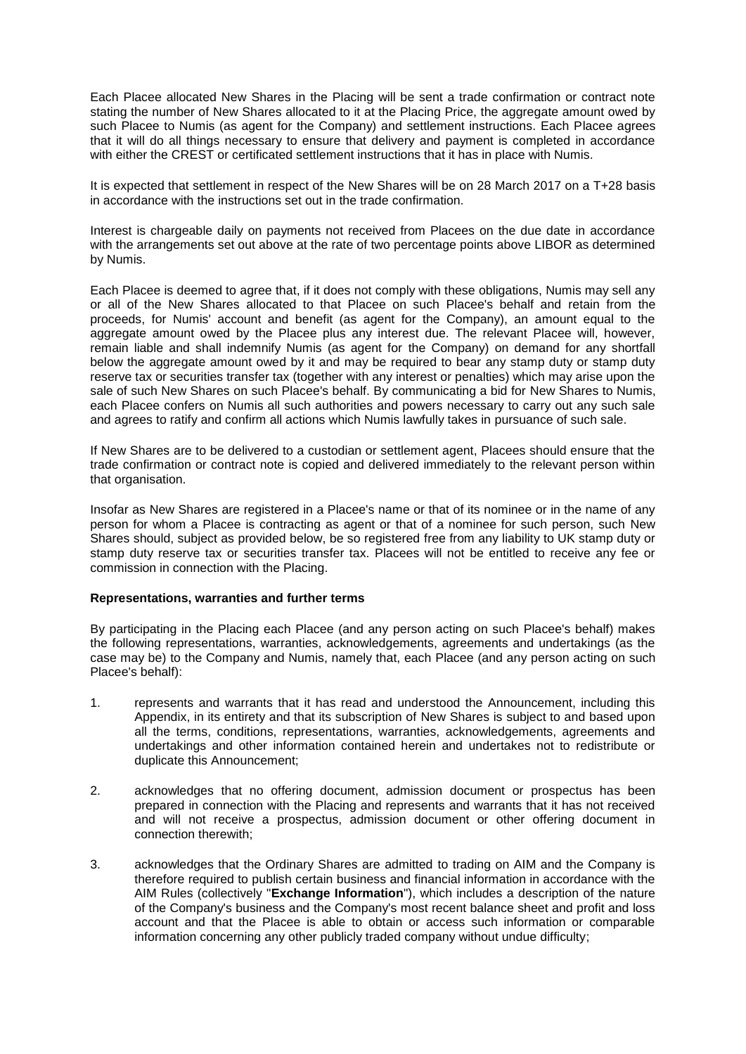Each Placee allocated New Shares in the Placing will be sent a trade confirmation or contract note stating the number of New Shares allocated to it at the Placing Price, the aggregate amount owed by such Placee to Numis (as agent for the Company) and settlement instructions. Each Placee agrees that it will do all things necessary to ensure that delivery and payment is completed in accordance with either the CREST or certificated settlement instructions that it has in place with Numis.

It is expected that settlement in respect of the New Shares will be on 28 March 2017 on a T+28 basis in accordance with the instructions set out in the trade confirmation.

Interest is chargeable daily on payments not received from Placees on the due date in accordance with the arrangements set out above at the rate of two percentage points above LIBOR as determined by Numis.

Each Placee is deemed to agree that, if it does not comply with these obligations, Numis may sell any or all of the New Shares allocated to that Placee on such Placee's behalf and retain from the proceeds, for Numis' account and benefit (as agent for the Company), an amount equal to the aggregate amount owed by the Placee plus any interest due. The relevant Placee will, however, remain liable and shall indemnify Numis (as agent for the Company) on demand for any shortfall below the aggregate amount owed by it and may be required to bear any stamp duty or stamp duty reserve tax or securities transfer tax (together with any interest or penalties) which may arise upon the sale of such New Shares on such Placee's behalf. By communicating a bid for New Shares to Numis, each Placee confers on Numis all such authorities and powers necessary to carry out any such sale and agrees to ratify and confirm all actions which Numis lawfully takes in pursuance of such sale.

If New Shares are to be delivered to a custodian or settlement agent, Placees should ensure that the trade confirmation or contract note is copied and delivered immediately to the relevant person within that organisation.

Insofar as New Shares are registered in a Placee's name or that of its nominee or in the name of any person for whom a Placee is contracting as agent or that of a nominee for such person, such New Shares should, subject as provided below, be so registered free from any liability to UK stamp duty or stamp duty reserve tax or securities transfer tax. Placees will not be entitled to receive any fee or commission in connection with the Placing.

**Representations, warranties and further terms**

By participating in the Placing each Placee (and any person acting on such Placee's behalf) makes the following representations, warranties, acknowledgements, agreements and undertakings (as the case may be) to the Company and Numis, namely that, each Placee (and any person acting on such Placee's behalf):

1. represents and warrants that it has read and understood the Announcement, including this Appendix, in its entirety and that its subscription of New Shares is subject to and based upon all the terms, conditions, representations, warranties, acknowledgements, agreements and undertakings and other information contained herein and undertakes not to redistribute or duplicate this Announcement;

2. acknowledges that no offering document, admission document or prospectus has been prepared in connection with the Placing and represents and warrants that it has not received and will not receive a prospectus, admission document or other offering document in connection therewith;

3. acknowledges that the Ordinary Shares are admitted to trading on AIM and the Company is therefore required to publish certain business and financial information in accordance with the AIM Rules (collectively "**Exchange Information**"), which includes a description of the nature of the Company's business and the Company's most recent balance sheet and profit and loss account and that the Placee is able to obtain or access such information or comparable information concerning any other publicly traded company without undue difficulty;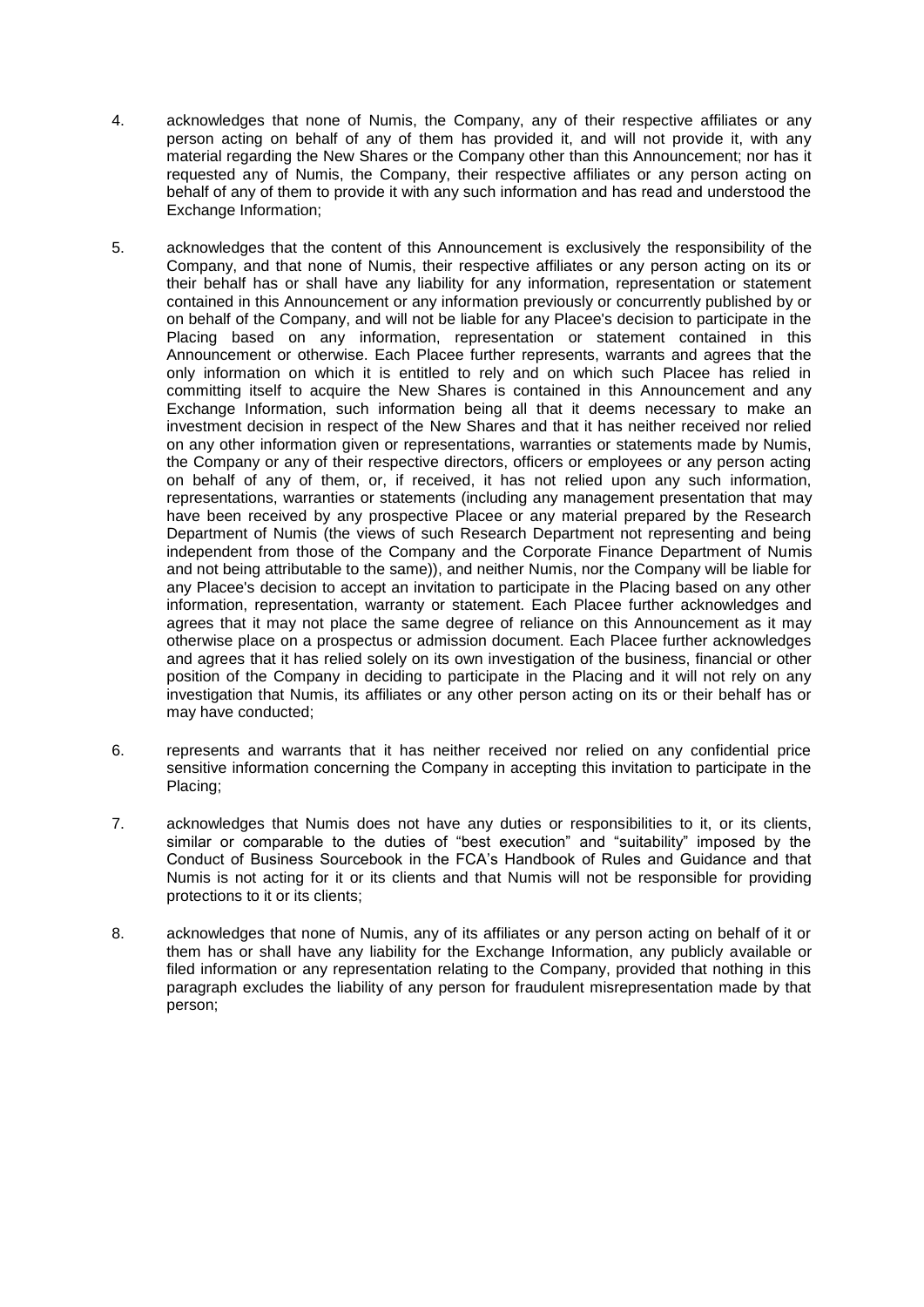4. acknowledges that none of Numis, the Company, any of their respective affiliates or any person acting on behalf of any of them has provided it, and will not provide it, with any material regarding the New Shares or the Company other than this Announcement; nor has it requested any of Numis, the Company, their respective affiliates or any person acting on behalf of any of them to provide it with any such information and has read and understood the Exchange Information;

5. acknowledges that the content of this Announcement is exclusively the responsibility of the Company, and that none of Numis, their respective affiliates or any person acting on its or their behalf has or shall have any liability for any information, representation or statement contained in this Announcement or any information previously or concurrently published by or on behalf of the Company, and will not be liable for any Placee's decision to participate in the Placing based on any information, representation or statement contained in this Announcement or otherwise. Each Placee further represents, warrants and agrees that the only information on which it is entitled to rely and on which such Placee has relied in committing itself to acquire the New Shares is contained in this Announcement and any Exchange Information, such information being all that it deems necessary to make an investment decision in respect of the New Shares and that it has neither received nor relied on any other information given or representations, warranties or statements made by Numis, the Company or any of their respective directors, officers or employees or any person acting on behalf of any of them, or, if received, it has not relied upon any such information, representations, warranties or statements (including any management presentation that may have been received by any prospective Placee or any material prepared by the Research Department of Numis (the views of such Research Department not representing and being independent from those of the Company and the Corporate Finance Department of Numis and not being attributable to the same)), and neither Numis, nor the Company will be liable for any Placee's decision to accept an invitation to participate in the Placing based on any other information, representation, warranty or statement. Each Placee further acknowledges and agrees that it may not place the same degree of reliance on this Announcement as it may otherwise place on a prospectus or admission document. Each Placee further acknowledges and agrees that it has relied solely on its own investigation of the business, financial or other position of the Company in deciding to participate in the Placing and it will not rely on any investigation that Numis, its affiliates or any other person acting on its or their behalf has or may have conducted;

6. represents and warrants that it has neither received nor relied on any confidential price sensitive information concerning the Company in accepting this invitation to participate in the Placing;

7. acknowledges that Numis does not have any duties or responsibilities to it, or its clients, similar or comparable to the duties of "best execution" and "suitability" imposed by the Conduct of Business Sourcebook in the FCA's Handbook of Rules and Guidance and that Numis is not acting for it or its clients and that Numis will not be responsible for providing protections to it or its clients;

8. acknowledges that none of Numis, any of its affiliates or any person acting on behalf of it or them has or shall have any liability for the Exchange Information, any publicly available or filed information or any representation relating to the Company, provided that nothing in this paragraph excludes the liability of any person for fraudulent misrepresentation made by that person;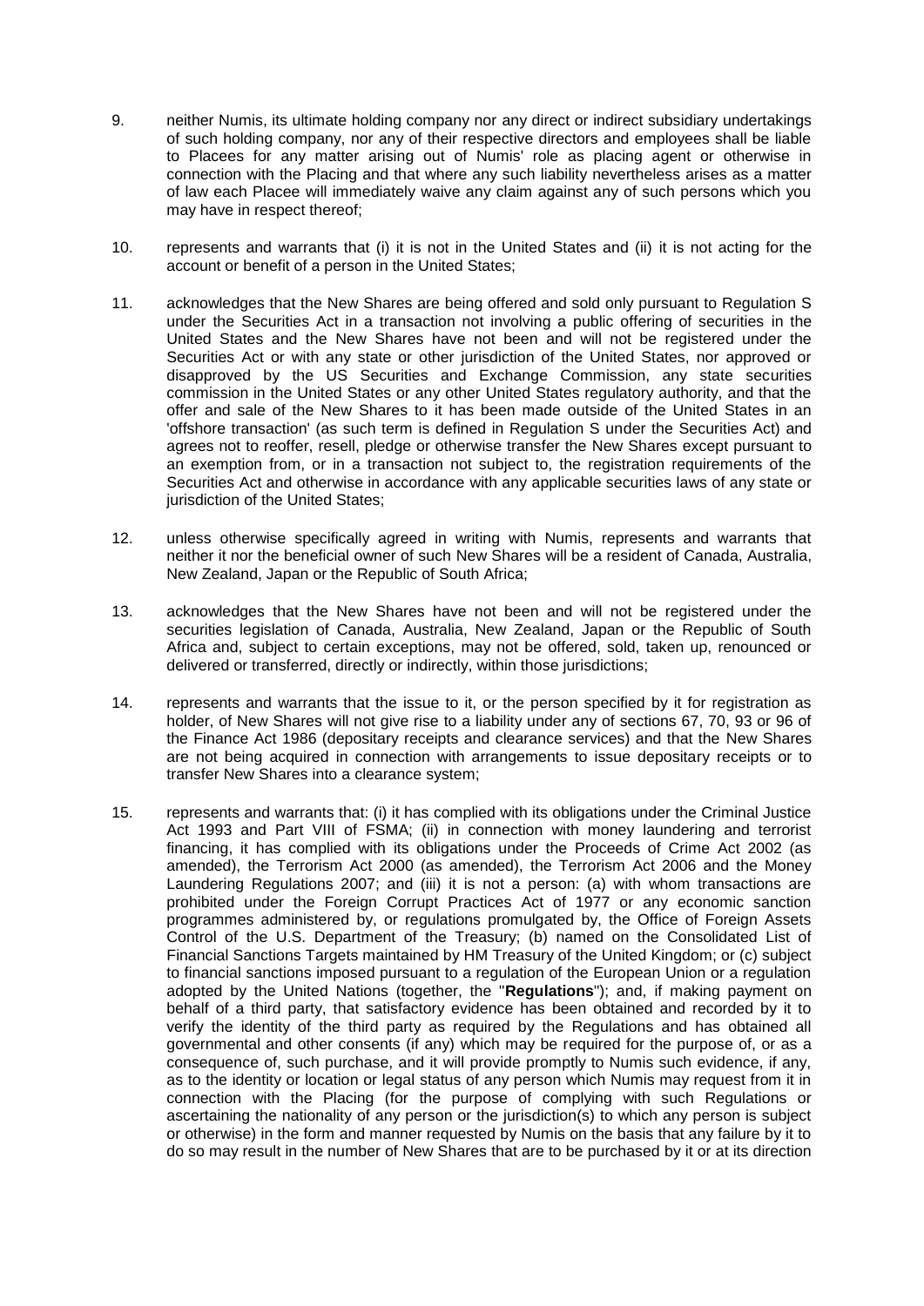9. neither Numis, its ultimate holding company nor any direct or indirect subsidiary undertakings of such holding company, nor any of their respective directors and employees shall be liable to Placees for any matter arising out of Numis' role as placing agent or otherwise in connection with the Placing and that where any such liability nevertheless arises as a matter of law each Placee will immediately waive any claim against any of such persons which you may have in respect thereof;

10. represents and warrants that (i) it is not in the United States and (ii) it is not acting for the account or benefit of a person in the United States;

11. acknowledges that the New Shares are being offered and sold only pursuant to Regulation S under the Securities Act in a transaction not involving a public offering of securities in the United States and the New Shares have not been and will not be registered under the Securities Act or with any state or other jurisdiction of the United States, nor approved or disapproved by the US Securities and Exchange Commission, any state securities commission in the United States or any other United States regulatory authority, and that the offer and sale of the New Shares to it has been made outside of the United States in an 'offshore transaction' (as such term is defined in Regulation S under the Securities Act) and agrees not to reoffer, resell, pledge or otherwise transfer the New Shares except pursuant to an exemption from, or in a transaction not subject to, the registration requirements of the Securities Act and otherwise in accordance with any applicable securities laws of any state or jurisdiction of the United States;

12. unless otherwise specifically agreed in writing with Numis, represents and warrants that neither it nor the beneficial owner of such New Shares will be a resident of Canada, Australia, New Zealand, Japan or the Republic of South Africa;

13. acknowledges that the New Shares have not been and will not be registered under the securities legislation of Canada, Australia, New Zealand, Japan or the Republic of South Africa and, subject to certain exceptions, may not be offered, sold, taken up, renounced or delivered or transferred, directly or indirectly, within those jurisdictions;

14. represents and warrants that the issue to it, or the person specified by it for registration as holder, of New Shares will not give rise to a liability under any of sections 67, 70, 93 or 96 of the Finance Act 1986 (depositary receipts and clearance services) and that the New Shares are not being acquired in connection with arrangements to issue depositary receipts or to transfer New Shares into a clearance system;

15. represents and warrants that: (i) it has complied with its obligations under the Criminal Justice Act 1993 and Part VIII of FSMA; (ii) in connection with money laundering and terrorist financing, it has complied with its obligations under the Proceeds of Crime Act 2002 (as amended), the Terrorism Act 2000 (as amended), the Terrorism Act 2006 and the Money Laundering Regulations 2007; and (iii) it is not a person: (a) with whom transactions are prohibited under the Foreign Corrupt Practices Act of 1977 or any economic sanction programmes administered by, or regulations promulgated by, the Office of Foreign Assets Control of the U.S. Department of the Treasury; (b) named on the Consolidated List of Financial Sanctions Targets maintained by HM Treasury of the United Kingdom; or (c) subject to financial sanctions imposed pursuant to a regulation of the European Union or a regulation adopted by the United Nations (together, the "**Regulations**"); and, if making payment on behalf of a third party, that satisfactory evidence has been obtained and recorded by it to verify the identity of the third party as required by the Regulations and has obtained all governmental and other consents (if any) which may be required for the purpose of, or as a consequence of, such purchase, and it will provide promptly to Numis such evidence, if any, as to the identity or location or legal status of any person which Numis may request from it in connection with the Placing (for the purpose of complying with such Regulations or ascertaining the nationality of any person or the jurisdiction(s) to which any person is subject or otherwise) in the form and manner requested by Numis on the basis that any failure by it to do so may result in the number of New Shares that are to be purchased by it or at its direction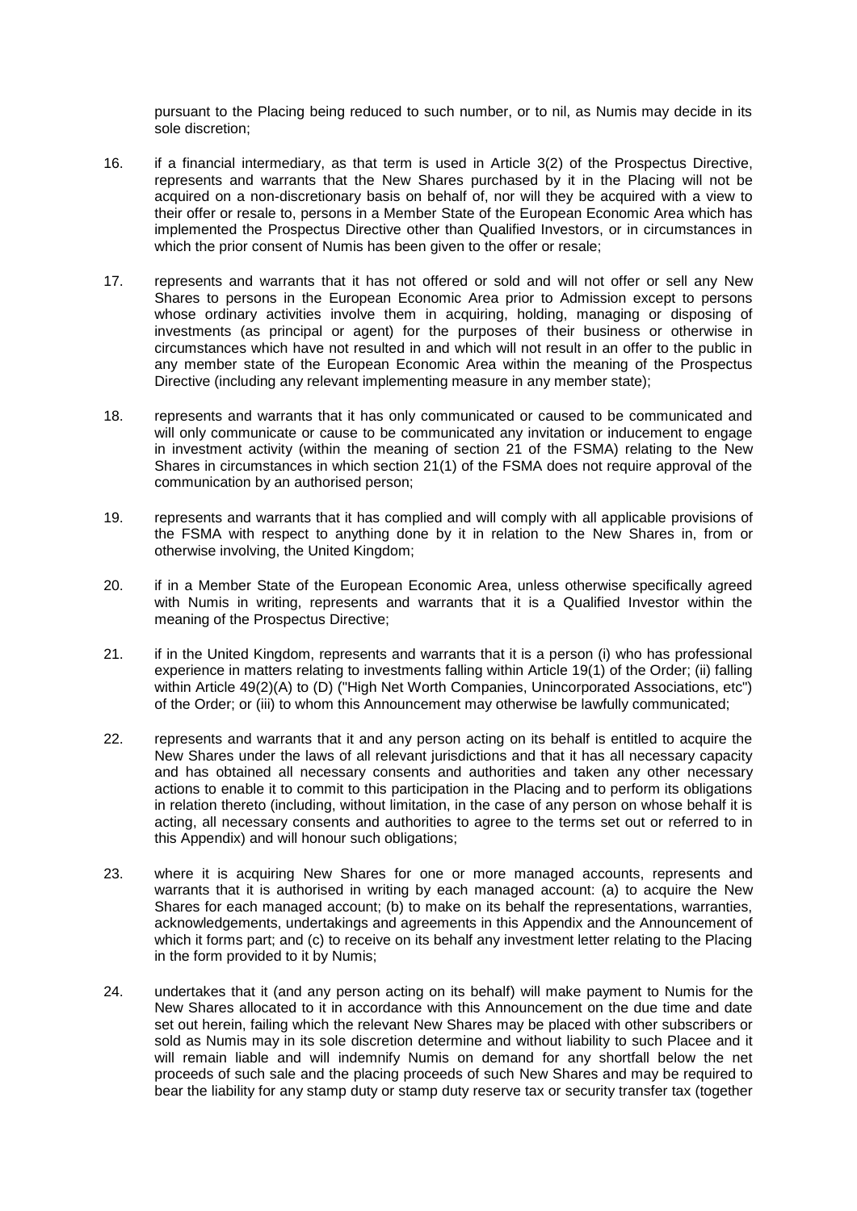pursuant to the Placing being reduced to such number, or to nil, as Numis may decide in its sole discretion;

16. if a financial intermediary, as that term is used in Article 3(2) of the Prospectus Directive, represents and warrants that the New Shares purchased by it in the Placing will not be acquired on a non-discretionary basis on behalf of, nor will they be acquired with a view to their offer or resale to, persons in a Member State of the European Economic Area which has implemented the Prospectus Directive other than Qualified Investors, or in circumstances in which the prior consent of Numis has been given to the offer or resale;

17. represents and warrants that it has not offered or sold and will not offer or sell any New Shares to persons in the European Economic Area prior to Admission except to persons whose ordinary activities involve them in acquiring, holding, managing or disposing of investments (as principal or agent) for the purposes of their business or otherwise in circumstances which have not resulted in and which will not result in an offer to the public in any member state of the European Economic Area within the meaning of the Prospectus Directive (including any relevant implementing measure in any member state);

18. represents and warrants that it has only communicated or caused to be communicated and will only communicate or cause to be communicated any invitation or inducement to engage in investment activity (within the meaning of section 21 of the FSMA) relating to the New Shares in circumstances in which section 21(1) of the FSMA does not require approval of the communication by an authorised person;

19. represents and warrants that it has complied and will comply with all applicable provisions of the FSMA with respect to anything done by it in relation to the New Shares in, from or otherwise involving, the United Kingdom;

20. if in a Member State of the European Economic Area, unless otherwise specifically agreed with Numis in writing, represents and warrants that it is a Qualified Investor within the meaning of the Prospectus Directive;

21. if in the United Kingdom, represents and warrants that it is a person (i) who has professional experience in matters relating to investments falling within Article 19(1) of the Order; (ii) falling within Article 49(2)(A) to (D) ("High Net Worth Companies, Unincorporated Associations, etc") of the Order; or (iii) to whom this Announcement may otherwise be lawfully communicated;

22. represents and warrants that it and any person acting on its behalf is entitled to acquire the New Shares under the laws of all relevant jurisdictions and that it has all necessary capacity and has obtained all necessary consents and authorities and taken any other necessary actions to enable it to commit to this participation in the Placing and to perform its obligations in relation thereto (including, without limitation, in the case of any person on whose behalf it is acting, all necessary consents and authorities to agree to the terms set out or referred to in this Appendix) and will honour such obligations;

23. where it is acquiring New Shares for one or more managed accounts, represents and warrants that it is authorised in writing by each managed account: (a) to acquire the New Shares for each managed account; (b) to make on its behalf the representations, warranties, acknowledgements, undertakings and agreements in this Appendix and the Announcement of which it forms part; and (c) to receive on its behalf any investment letter relating to the Placing in the form provided to it by Numis;

24. undertakes that it (and any person acting on its behalf) will make payment to Numis for the New Shares allocated to it in accordance with this Announcement on the due time and date set out herein, failing which the relevant New Shares may be placed with other subscribers or sold as Numis may in its sole discretion determine and without liability to such Placee and it will remain liable and will indemnify Numis on demand for any shortfall below the net proceeds of such sale and the placing proceeds of such New Shares and may be required to bear the liability for any stamp duty or stamp duty reserve tax or security transfer tax (together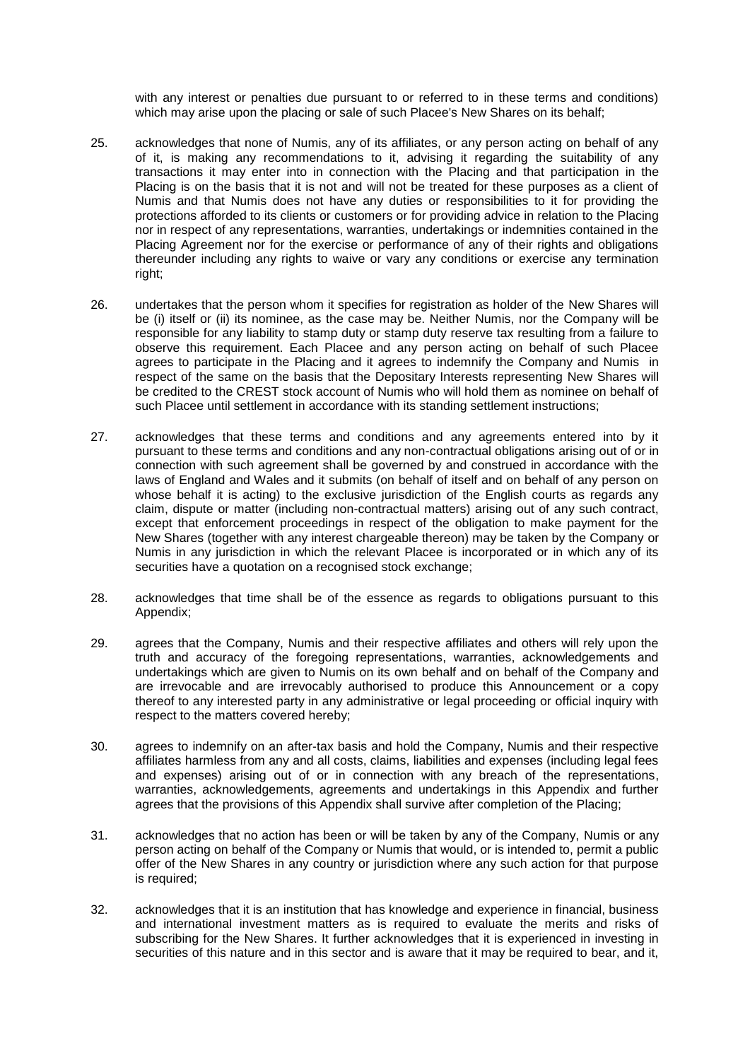with any interest or penalties due pursuant to or referred to in these terms and conditions) which may arise upon the placing or sale of such Placee's New Shares on its behalf;

25. acknowledges that none of Numis, any of its affiliates, or any person acting on behalf of any of it, is making any recommendations to it, advising it regarding the suitability of any transactions it may enter into in connection with the Placing and that participation in the Placing is on the basis that it is not and will not be treated for these purposes as a client of Numis and that Numis does not have any duties or responsibilities to it for providing the protections afforded to its clients or customers or for providing advice in relation to the Placing nor in respect of any representations, warranties, undertakings or indemnities contained in the Placing Agreement nor for the exercise or performance of any of their rights and obligations thereunder including any rights to waive or vary any conditions or exercise any termination right;

26. undertakes that the person whom it specifies for registration as holder of the New Shares will be (i) itself or (ii) its nominee, as the case may be. Neither Numis, nor the Company will be responsible for any liability to stamp duty or stamp duty reserve tax resulting from a failure to observe this requirement. Each Placee and any person acting on behalf of such Placee agrees to participate in the Placing and it agrees to indemnify the Company and Numis in respect of the same on the basis that the Depositary Interests representing New Shares will be credited to the CREST stock account of Numis who will hold them as nominee on behalf of such Placee until settlement in accordance with its standing settlement instructions;

27. acknowledges that these terms and conditions and any agreements entered into by it pursuant to these terms and conditions and any non-contractual obligations arising out of or in connection with such agreement shall be governed by and construed in accordance with the laws of England and Wales and it submits (on behalf of itself and on behalf of any person on whose behalf it is acting) to the exclusive jurisdiction of the English courts as regards any claim, dispute or matter (including non-contractual matters) arising out of any such contract, except that enforcement proceedings in respect of the obligation to make payment for the New Shares (together with any interest chargeable thereon) may be taken by the Company or Numis in any jurisdiction in which the relevant Placee is incorporated or in which any of its securities have a quotation on a recognised stock exchange;

28. acknowledges that time shall be of the essence as regards to obligations pursuant to this Appendix;

29. agrees that the Company, Numis and their respective affiliates and others will rely upon the truth and accuracy of the foregoing representations, warranties, acknowledgements and undertakings which are given to Numis on its own behalf and on behalf of the Company and are irrevocable and are irrevocably authorised to produce this Announcement or a copy thereof to any interested party in any administrative or legal proceeding or official inquiry with respect to the matters covered hereby;

30. agrees to indemnify on an after-tax basis and hold the Company, Numis and their respective affiliates harmless from any and all costs, claims, liabilities and expenses (including legal fees and expenses) arising out of or in connection with any breach of the representations, warranties, acknowledgements, agreements and undertakings in this Appendix and further agrees that the provisions of this Appendix shall survive after completion of the Placing;

31. acknowledges that no action has been or will be taken by any of the Company, Numis or any person acting on behalf of the Company or Numis that would, or is intended to, permit a public offer of the New Shares in any country or jurisdiction where any such action for that purpose is required;

32. acknowledges that it is an institution that has knowledge and experience in financial, business and international investment matters as is required to evaluate the merits and risks of subscribing for the New Shares. It further acknowledges that it is experienced in investing in securities of this nature and in this sector and is aware that it may be required to bear, and it,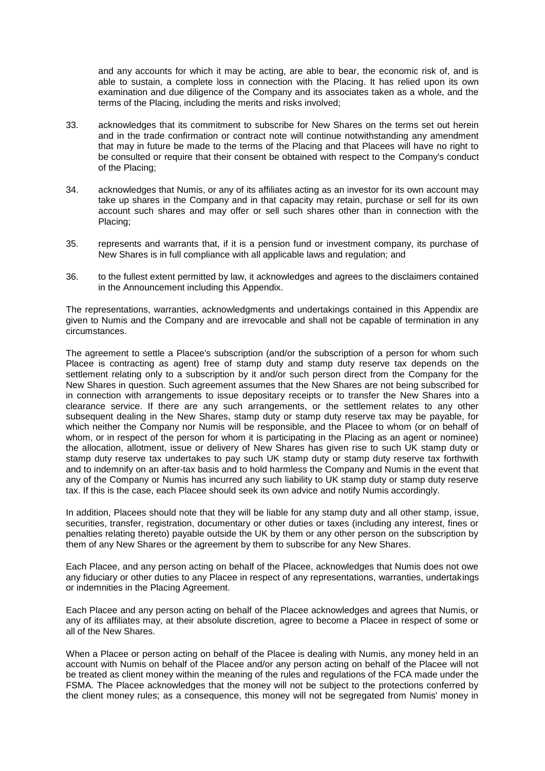and any accounts for which it may be acting, are able to bear, the economic risk of, and is able to sustain, a complete loss in connection with the Placing. It has relied upon its own examination and due diligence of the Company and its associates taken as a whole, and the terms of the Placing, including the merits and risks involved;

33. acknowledges that its commitment to subscribe for New Shares on the terms set out herein and in the trade confirmation or contract note will continue notwithstanding any amendment that may in future be made to the terms of the Placing and that Placees will have no right to be consulted or require that their consent be obtained with respect to the Company's conduct of the Placing;

34. acknowledges that Numis, or any of its affiliates acting as an investor for its own account may take up shares in the Company and in that capacity may retain, purchase or sell for its own account such shares and may offer or sell such shares other than in connection with the Placing;

35. represents and warrants that, if it is a pension fund or investment company, its purchase of New Shares is in full compliance with all applicable laws and regulation; and

36. to the fullest extent permitted by law, it acknowledges and agrees to the disclaimers contained in the Announcement including this Appendix.

The representations, warranties, acknowledgments and undertakings contained in this Appendix are given to Numis and the Company and are irrevocable and shall not be capable of termination in any circumstances.

The agreement to settle a Placee's subscription (and/or the subscription of a person for whom such Placee is contracting as agent) free of stamp duty and stamp duty reserve tax depends on the settlement relating only to a subscription by it and/or such person direct from the Company for the New Shares in question. Such agreement assumes that the New Shares are not being subscribed for in connection with arrangements to issue depositary receipts or to transfer the New Shares into a clearance service. If there are any such arrangements, or the settlement relates to any other subsequent dealing in the New Shares, stamp duty or stamp duty reserve tax may be payable, for which neither the Company nor Numis will be responsible, and the Placee to whom (or on behalf of whom, or in respect of the person for whom it is participating in the Placing as an agent or nominee) the allocation, allotment, issue or delivery of New Shares has given rise to such UK stamp duty or stamp duty reserve tax undertakes to pay such UK stamp duty or stamp duty reserve tax forthwith and to indemnify on an after-tax basis and to hold harmless the Company and Numis in the event that any of the Company or Numis has incurred any such liability to UK stamp duty or stamp duty reserve tax. If this is the case, each Placee should seek its own advice and notify Numis accordingly.

In addition, Placees should note that they will be liable for any stamp duty and all other stamp, issue, securities, transfer, registration, documentary or other duties or taxes (including any interest, fines or penalties relating thereto) payable outside the UK by them or any other person on the subscription by them of any New Shares or the agreement by them to subscribe for any New Shares.

Each Placee, and any person acting on behalf of the Placee, acknowledges that Numis does not owe any fiduciary or other duties to any Placee in respect of any representations, warranties, undertakings or indemnities in the Placing Agreement.

Each Placee and any person acting on behalf of the Placee acknowledges and agrees that Numis, or any of its affiliates may, at their absolute discretion, agree to become a Placee in respect of some or all of the New Shares.

When a Placee or person acting on behalf of the Placee is dealing with Numis, any money held in an account with Numis on behalf of the Placee and/or any person acting on behalf of the Placee will not be treated as client money within the meaning of the rules and regulations of the FCA made under the FSMA. The Placee acknowledges that the money will not be subject to the protections conferred by the client money rules; as a consequence, this money will not be segregated from Numis' money in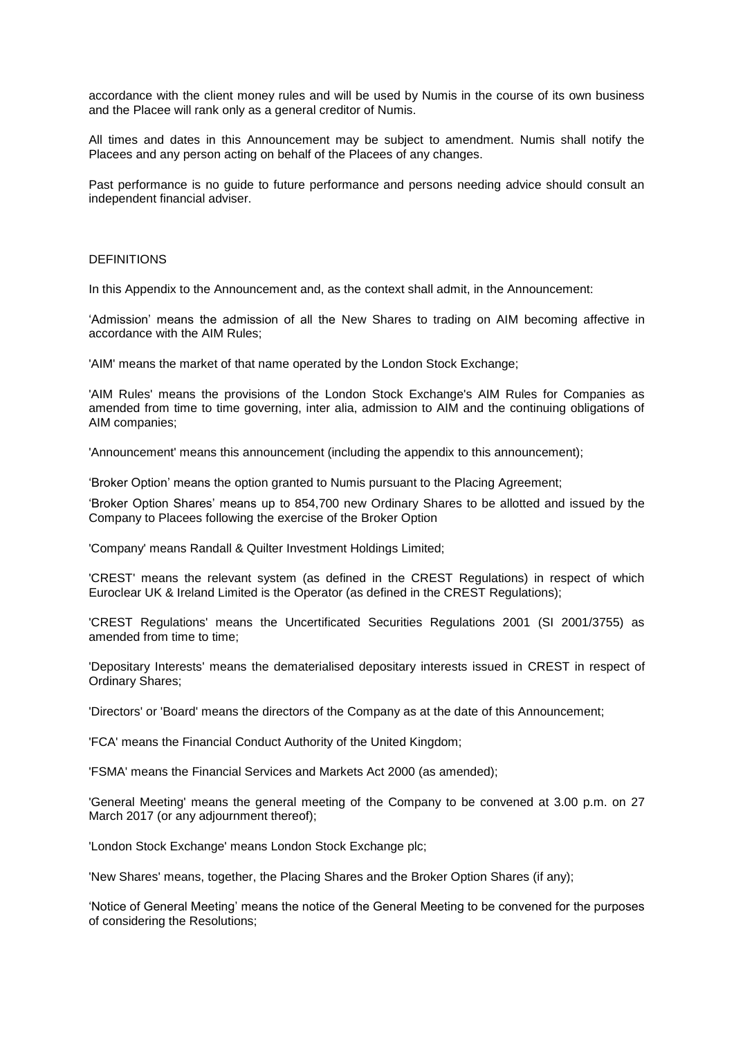accordance with the client money rules and will be used by Numis in the course of its own business and the Placee will rank only as a general creditor of Numis.

All times and dates in this Announcement may be subject to amendment. Numis shall notify the Placees and any person acting on behalf of the Placees of any changes.

Past performance is no guide to future performance and persons needing advice should consult an independent financial adviser.

## DEFINITIONS

In this Appendix to the Announcement and, as the context shall admit, in the Announcement:

'Admission' means the admission of all the New Shares to trading on AIM becoming affective in accordance with the AIM Rules;

'AIM' means the market of that name operated by the London Stock Exchange;

'AIM Rules' means the provisions of the London Stock Exchange's AIM Rules for Companies as amended from time to time governing, inter alia, admission to AIM and the continuing obligations of AIM companies;

'Announcement' means this announcement (including the appendix to this announcement);

'Broker Option' means the option granted to Numis pursuant to the Placing Agreement;

'Broker Option Shares' means up to 854,700 new Ordinary Shares to be allotted and issued by the Company to Placees following the exercise of the Broker Option

'Company' means Randall & Quilter Investment Holdings Limited;

'CREST' means the relevant system (as defined in the CREST Regulations) in respect of which Euroclear UK & Ireland Limited is the Operator (as defined in the CREST Regulations);

'CREST Regulations' means the Uncertificated Securities Regulations 2001 (SI 2001/3755) as amended from time to time;

'Depositary Interests' means the dematerialised depositary interests issued in CREST in respect of Ordinary Shares;

'Directors' or 'Board' means the directors of the Company as at the date of this Announcement;

'FCA' means the Financial Conduct Authority of the United Kingdom;

'FSMA' means the Financial Services and Markets Act 2000 (as amended);

'General Meeting' means the general meeting of the Company to be convened at 3.00 p.m. on 27 March 2017 (or any adjournment thereof);

'London Stock Exchange' means London Stock Exchange plc;

'New Shares' means, together, the Placing Shares and the Broker Option Shares (if any);

'Notice of General Meeting' means the notice of the General Meeting to be convened for the purposes of considering the Resolutions;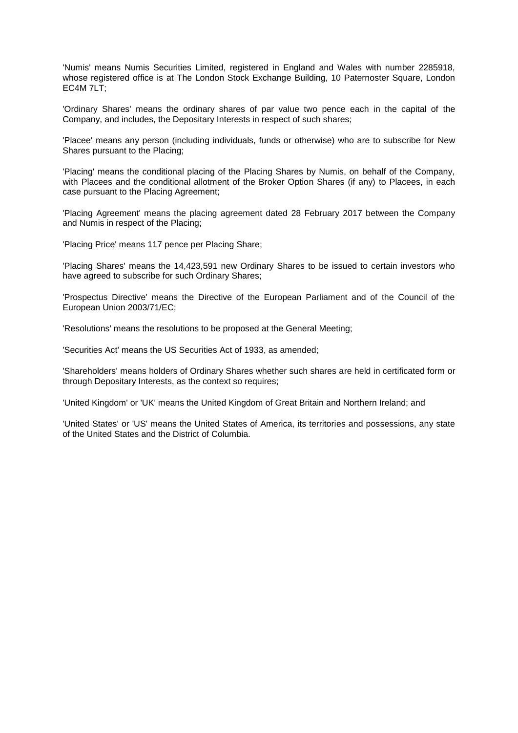'Numis' means Numis Securities Limited, registered in England and Wales with number 2285918, whose registered office is at The London Stock Exchange Building, 10 Paternoster Square, London EC4M 7LT;

'Ordinary Shares' means the ordinary shares of par value two pence each in the capital of the Company, and includes, the Depositary Interests in respect of such shares;

'Placee' means any person (including individuals, funds or otherwise) who are to subscribe for New Shares pursuant to the Placing;

'Placing' means the conditional placing of the Placing Shares by Numis, on behalf of the Company, with Placees and the conditional allotment of the Broker Option Shares (if any) to Placees, in each case pursuant to the Placing Agreement;

'Placing Agreement' means the placing agreement dated 28 February 2017 between the Company and Numis in respect of the Placing;

'Placing Price' means 117 pence per Placing Share;

'Placing Shares' means the 14,423,591 new Ordinary Shares to be issued to certain investors who have agreed to subscribe for such Ordinary Shares;

'Prospectus Directive' means the Directive of the European Parliament and of the Council of the European Union 2003/71/EC;

'Resolutions' means the resolutions to be proposed at the General Meeting;

'Securities Act' means the US Securities Act of 1933, as amended;

'Shareholders' means holders of Ordinary Shares whether such shares are held in certificated form or through Depositary Interests, as the context so requires;

'United Kingdom' or 'UK' means the United Kingdom of Great Britain and Northern Ireland; and

'United States' or 'US' means the United States of America, its territories and possessions, any state of the United States and the District of Columbia.